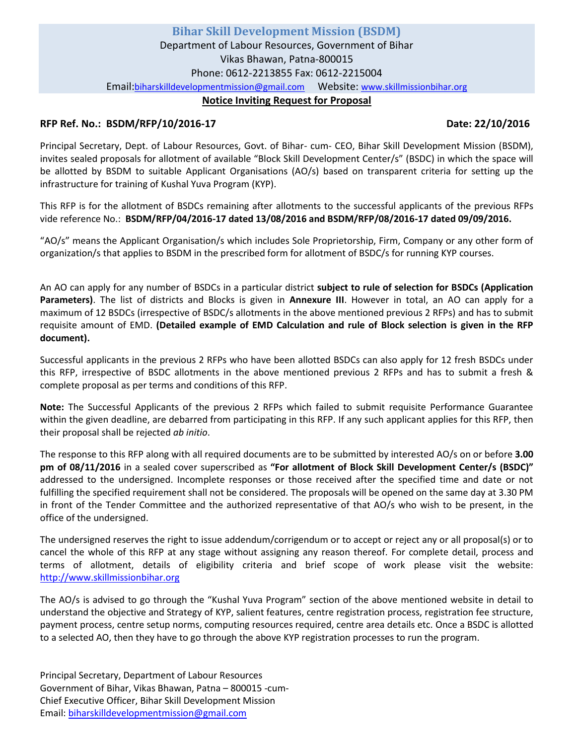# Bihar Skill Development Mission (BSDM)

Department of Labour Resources, Government of Bihar
Vikas Bhawan, Patna-800015
Phone: 0612-2213855 Fax: 0612-2215004
Email: biharskilldevelopmentmission@gmail.com Website: www.skillmissionbihar.org

## Notice Inviting Request for Proposal

**RFP Ref. No.: BSDM/RFP/10/2016-17** **Date: 22/10/2016**

Principal Secretary, Dept. of Labour Resources, Govt. of Bihar- cum- CEO, Bihar Skill Development Mission (BSDM), invites sealed proposals for allotment of available "Block Skill Development Center/s" (BSDC) in which the space will be allotted by BSDM to suitable Applicant Organisations (AO/s) based on transparent criteria for setting up the infrastructure for training of Kushal Yuva Program (KYP).

This RFP is for the allotment of BSDCs remaining after allotments to the successful applicants of the previous RFPs vide reference No.: **BSDM/RFP/04/2016-17 dated 13/08/2016 and BSDM/RFP/08/2016-17 dated 09/09/2016.**

"AO/s" means the Applicant Organisation/s which includes Sole Proprietorship, Firm, Company or any other form of organization/s that applies to BSDM in the prescribed form for allotment of BSDC/s for running KYP courses.

An AO can apply for any number of BSDCs in a particular district **subject to rule of selection for BSDCs (Application Parameters)**. The list of districts and Blocks is given in **Annexure III**. However in total, an AO can apply for a maximum of 12 BSDCs (irrespective of BSDC/s allotments in the above mentioned previous 2 RFPs) and has to submit requisite amount of EMD. **(Detailed example of EMD Calculation and rule of Block selection is given in the RFP document).**

Successful applicants in the previous 2 RFPs who have been allotted BSDCs can also apply for 12 fresh BSDCs under this RFP, irrespective of BSDC allotments in the above mentioned previous 2 RFPs and has to submit a fresh & complete proposal as per terms and conditions of this RFP.

**Note:** The Successful Applicants of the previous 2 RFPs which failed to submit requisite Performance Guarantee within the given deadline, are debarred from participating in this RFP. If any such applicant applies for this RFP, then their proposal shall be rejected *ab initio*.

The response to this RFP along with all required documents are to be submitted by interested AO/s on or before **3.00 pm of 08/11/2016** in a sealed cover superscribed as **"For allotment of Block Skill Development Center/s (BSDC)"** addressed to the undersigned. Incomplete responses or those received after the specified time and date or not fulfilling the specified requirement shall not be considered. The proposals will be opened on the same day at 3.30 PM in front of the Tender Committee and the authorized representative of that AO/s who wish to be present, in the office of the undersigned.

The undersigned reserves the right to issue addendum/corrigendum or to accept or reject any or all proposal(s) or to cancel the whole of this RFP at any stage without assigning any reason thereof. For complete detail, process and terms of allotment, details of eligibility criteria and brief scope of work please visit the website: http://www.skillmissionbihar.org

The AO/s is advised to go through the "Kushal Yuva Program" section of the above mentioned website in detail to understand the objective and Strategy of KYP, salient features, centre registration process, registration fee structure, payment process, centre setup norms, computing resources required, centre area details etc. Once a BSDC is allotted to a selected AO, then they have to go through the above KYP registration processes to run the program.

Principal Secretary, Department of Labour Resources
Government of Bihar, Vikas Bhawan, Patna – 800015 -cum-
Chief Executive Officer, Bihar Skill Development Mission
Email: biharskilldevelopmentmission@gmail.com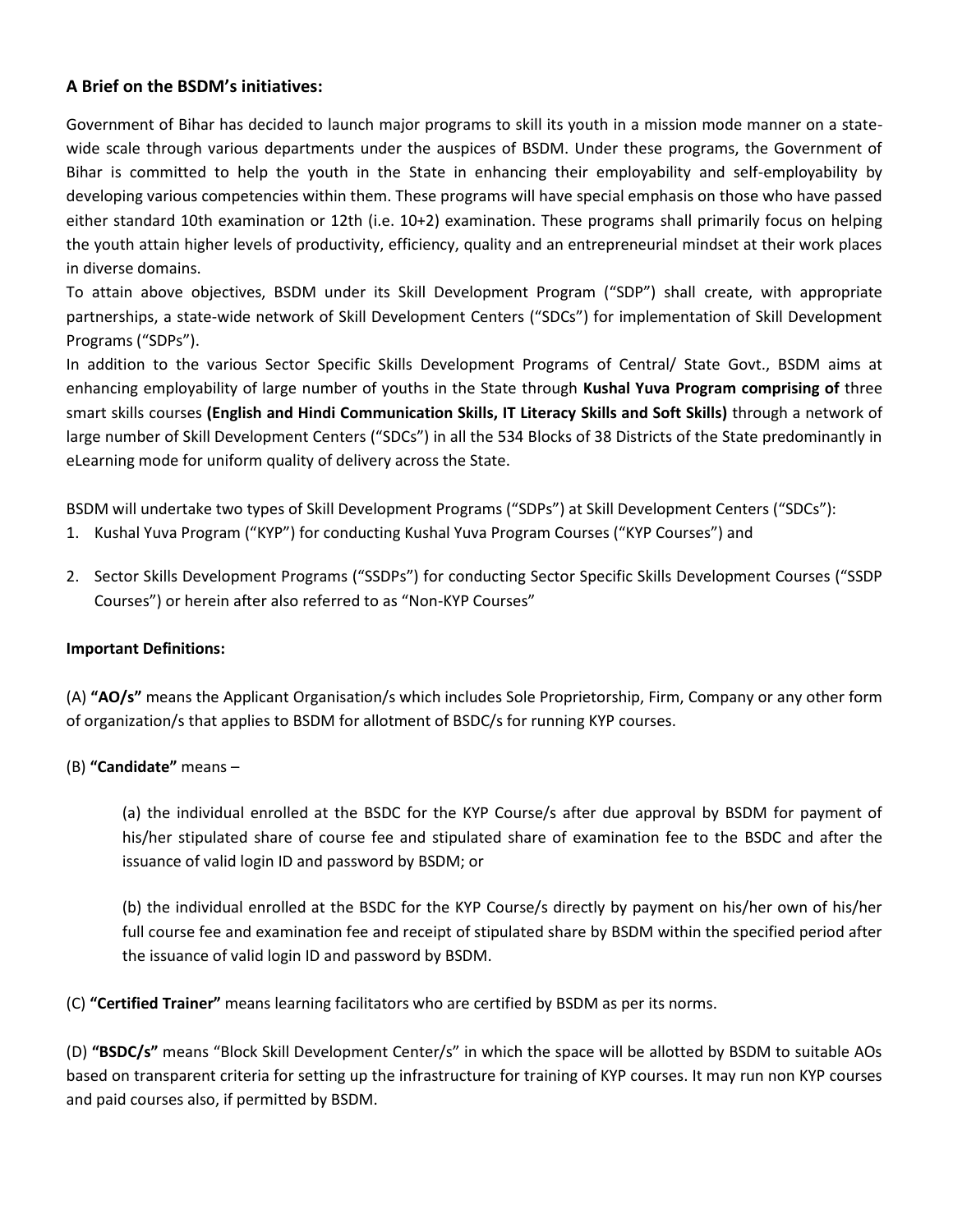### A Brief on the BSDM's initiatives:

Government of Bihar has decided to launch major programs to skill its youth in a mission mode manner on a state-wide scale through various departments under the auspices of BSDM. Under these programs, the Government of Bihar is committed to help the youth in the State in enhancing their employability and self-employability by developing various competencies within them. These programs will have special emphasis on those who have passed either standard 10th examination or 12th (i.e. 10+2) examination. These programs shall primarily focus on helping the youth attain higher levels of productivity, efficiency, quality and an entrepreneurial mindset at their work places in diverse domains.

To attain above objectives, BSDM under its Skill Development Program ("SDP") shall create, with appropriate partnerships, a state-wide network of Skill Development Centers ("SDCs") for implementation of Skill Development Programs ("SDPs").

In addition to the various Sector Specific Skills Development Programs of Central/ State Govt., BSDM aims at enhancing employability of large number of youths in the State through **Kushal Yuva Program comprising of** three smart skills courses **(English and Hindi Communication Skills, IT Literacy Skills and Soft Skills)** through a network of large number of Skill Development Centers ("SDCs") in all the 534 Blocks of 38 Districts of the State predominantly in eLearning mode for uniform quality of delivery across the State.

BSDM will undertake two types of Skill Development Programs ("SDPs") at Skill Development Centers ("SDCs"):

1. Kushal Yuva Program ("KYP") for conducting Kushal Yuva Program Courses ("KYP Courses") and
2. Sector Skills Development Programs ("SSDPs") for conducting Sector Specific Skills Development Courses ("SSDP Courses") or herein after also referred to as "Non-KYP Courses"

**Important Definitions:**

(A) **"AO/s"** means the Applicant Organisation/s which includes Sole Proprietorship, Firm, Company or any other form of organization/s that applies to BSDM for allotment of BSDC/s for running KYP courses.

(B) **"Candidate"** means –

> (a) the individual enrolled at the BSDC for the KYP Course/s after due approval by BSDM for payment of his/her stipulated share of course fee and stipulated share of examination fee to the BSDC and after the issuance of valid login ID and password by BSDM; or
>
> (b) the individual enrolled at the BSDC for the KYP Course/s directly by payment on his/her own of his/her full course fee and examination fee and receipt of stipulated share by BSDM within the specified period after the issuance of valid login ID and password by BSDM.

(C) **"Certified Trainer"** means learning facilitators who are certified by BSDM as per its norms.

(D) **"BSDC/s"** means "Block Skill Development Center/s" in which the space will be allotted by BSDM to suitable AOs based on transparent criteria for setting up the infrastructure for training of KYP courses. It may run non KYP courses and paid courses also, if permitted by BSDM.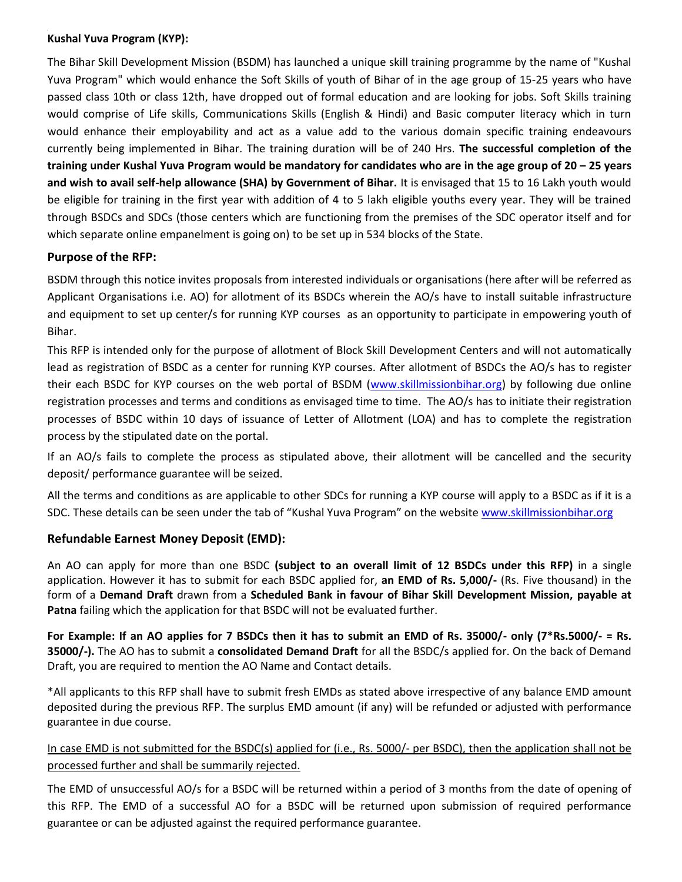**Kushal Yuva Program (KYP):**

The Bihar Skill Development Mission (BSDM) has launched a unique skill training programme by the name of "Kushal Yuva Program" which would enhance the Soft Skills of youth of Bihar of in the age group of 15-25 years who have passed class 10th or class 12th, have dropped out of formal education and are looking for jobs. Soft Skills training would comprise of Life skills, Communications Skills (English & Hindi) and Basic computer literacy which in turn would enhance their employability and act as a value add to the various domain specific training endeavours currently being implemented in Bihar. The training duration will be of 240 Hrs. **The successful completion of the training under Kushal Yuva Program would be mandatory for candidates who are in the age group of 20 – 25 years and wish to avail self-help allowance (SHA) by Government of Bihar.** It is envisaged that 15 to 16 Lakh youth would be eligible for training in the first year with addition of 4 to 5 lakh eligible youths every year. They will be trained through BSDCs and SDCs (those centers which are functioning from the premises of the SDC operator itself and for which separate online empanelment is going on) to be set up in 534 blocks of the State.

## Purpose of the RFP:

BSDM through this notice invites proposals from interested individuals or organisations (here after will be referred as Applicant Organisations i.e. AO) for allotment of its BSDCs wherein the AO/s have to install suitable infrastructure and equipment to set up center/s for running KYP courses as an opportunity to participate in empowering youth of Bihar.

This RFP is intended only for the purpose of allotment of Block Skill Development Centers and will not automatically lead as registration of BSDC as a center for running KYP courses. After allotment of BSDCs the AO/s has to register their each BSDC for KYP courses on the web portal of BSDM (www.skillmissionbihar.org) by following due online registration processes and terms and conditions as envisaged time to time. The AO/s has to initiate their registration processes of BSDC within 10 days of issuance of Letter of Allotment (LOA) and has to complete the registration process by the stipulated date on the portal.

If an AO/s fails to complete the process as stipulated above, their allotment will be cancelled and the security deposit/ performance guarantee will be seized.

All the terms and conditions as are applicable to other SDCs for running a KYP course will apply to a BSDC as if it is a SDC. These details can be seen under the tab of "Kushal Yuva Program" on the website www.skillmissionbihar.org

## Refundable Earnest Money Deposit (EMD):

An AO can apply for more than one BSDC **(subject to an overall limit of 12 BSDCs under this RFP)** in a single application. However it has to submit for each BSDC applied for, **an EMD of Rs. 5,000/-** (Rs. Five thousand) in the form of a **Demand Draft** drawn from a **Scheduled Bank in favour of Bihar Skill Development Mission, payable at Patna** failing which the application for that BSDC will not be evaluated further.

**For Example: If an AO applies for 7 BSDCs then it has to submit an EMD of Rs. 35000/- only (7*Rs.5000/- = Rs. 35000/-).** The AO has to submit a **consolidated Demand Draft** for all the BSDC/s applied for. On the back of Demand Draft, you are required to mention the AO Name and Contact details.

*All applicants to this RFP shall have to submit fresh EMDs as stated above irrespective of any balance EMD amount deposited during the previous RFP. The surplus EMD amount (if any) will be refunded or adjusted with performance guarantee in due course.

<u>In case EMD is not submitted for the BSDC(s) applied for (i.e., Rs. 5000/- per BSDC), then the application shall not be processed further and shall be summarily rejected.</u>

The EMD of unsuccessful AO/s for a BSDC will be returned within a period of 3 months from the date of opening of this RFP. The EMD of a successful AO for a BSDC will be returned upon submission of required performance guarantee or can be adjusted against the required performance guarantee.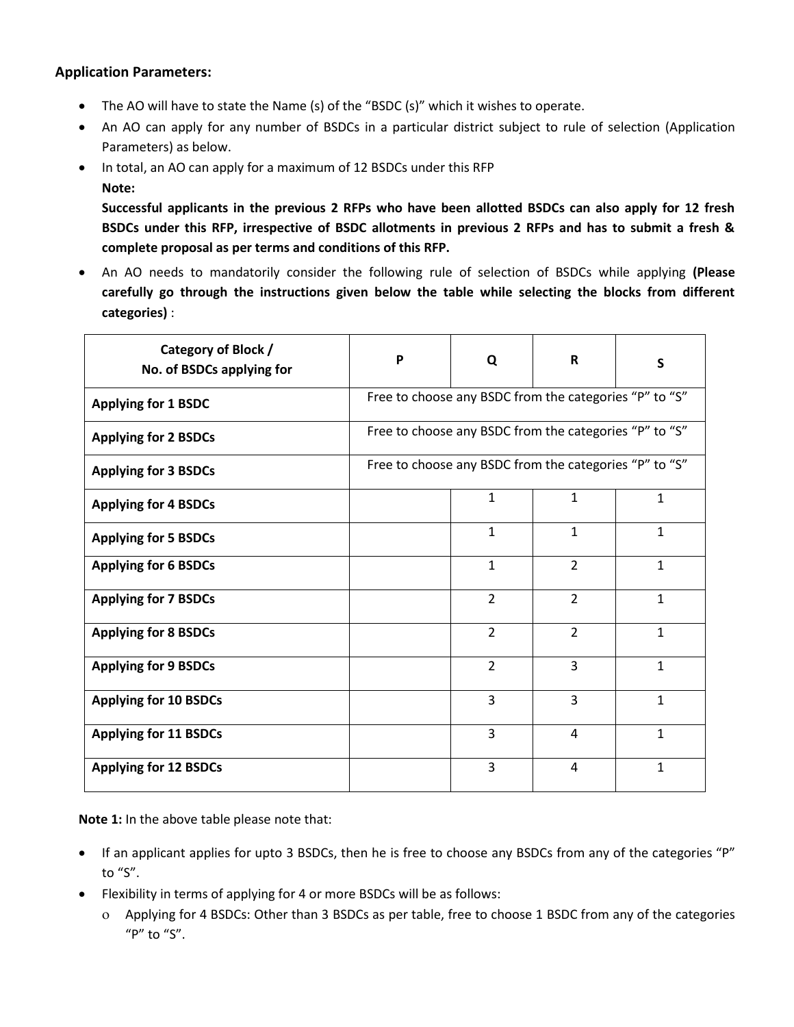**Application Parameters:**

- The AO will have to state the Name (s) of the "BSDC (s)" which it wishes to operate.
- An AO can apply for any number of BSDCs in a particular district subject to rule of selection (Application Parameters) as below.
- In total, an AO can apply for a maximum of 12 BSDCs under this RFP

  **Note:**

  **Successful applicants in the previous 2 RFPs who have been allotted BSDCs can also apply for 12 fresh BSDCs under this RFP, irrespective of BSDC allotments in previous 2 RFPs and has to submit a fresh & complete proposal as per terms and conditions of this RFP.**
- An AO needs to mandatorily consider the following rule of selection of BSDCs while applying **(Please carefully go through the instructions given below the table while selecting the blocks from different categories)** :

| Category of Block / No. of BSDCs applying for | P | Q | R | S |
|---|---|---|---|---|
| **Applying for 1 BSDC** | Free to choose any BSDC from the categories "P" to "S" | | | |
| **Applying for 2 BSDCs** | Free to choose any BSDC from the categories "P" to "S" | | | |
| **Applying for 3 BSDCs** | Free to choose any BSDC from the categories "P" to "S" | | | |
| **Applying for 4 BSDCs** | | 1 | 1 | 1 |
| **Applying for 5 BSDCs** | | 1 | 1 | 1 |
| **Applying for 6 BSDCs** | | 1 | 2 | 1 |
| **Applying for 7 BSDCs** | | 2 | 2 | 1 |
| **Applying for 8 BSDCs** | | 2 | 2 | 1 |
| **Applying for 9 BSDCs** | | 2 | 3 | 1 |
| **Applying for 10 BSDCs** | | 3 | 3 | 1 |
| **Applying for 11 BSDCs** | | 3 | 4 | 1 |
| **Applying for 12 BSDCs** | | 3 | 4 | 1 |

**Note 1:** In the above table please note that:

- If an applicant applies for upto 3 BSDCs, then he is free to choose any BSDCs from any of the categories "P" to "S".
- Flexibility in terms of applying for 4 or more BSDCs will be as follows:
  - Applying for 4 BSDCs: Other than 3 BSDCs as per table, free to choose 1 BSDC from any of the categories "P" to "S".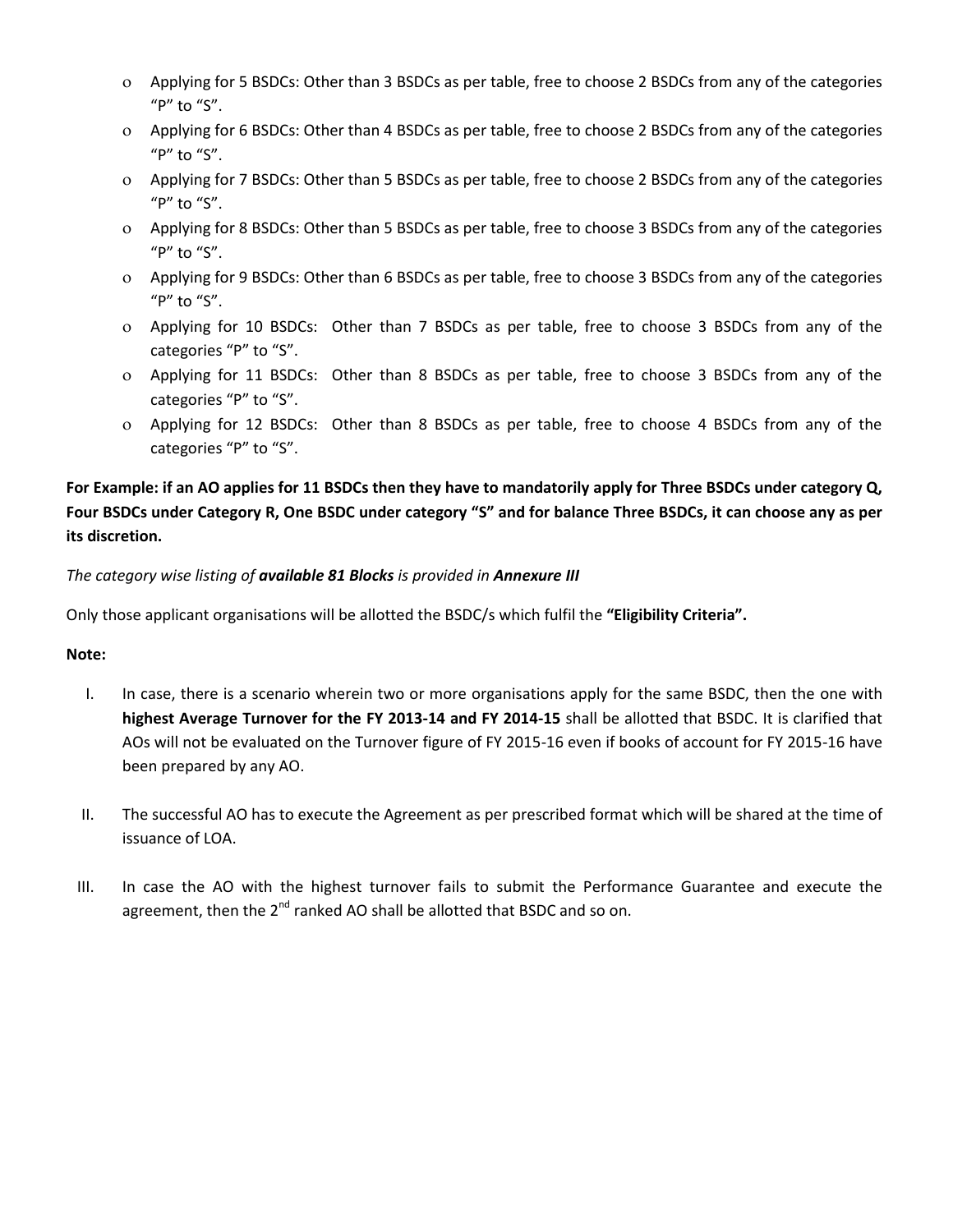- Applying for 5 BSDCs: Other than 3 BSDCs as per table, free to choose 2 BSDCs from any of the categories "P" to "S".
- Applying for 6 BSDCs: Other than 4 BSDCs as per table, free to choose 2 BSDCs from any of the categories "P" to "S".
- Applying for 7 BSDCs: Other than 5 BSDCs as per table, free to choose 2 BSDCs from any of the categories "P" to "S".
- Applying for 8 BSDCs: Other than 5 BSDCs as per table, free to choose 3 BSDCs from any of the categories "P" to "S".
- Applying for 9 BSDCs: Other than 6 BSDCs as per table, free to choose 3 BSDCs from any of the categories "P" to "S".
- Applying for 10 BSDCs: Other than 7 BSDCs as per table, free to choose 3 BSDCs from any of the categories "P" to "S".
- Applying for 11 BSDCs: Other than 8 BSDCs as per table, free to choose 3 BSDCs from any of the categories "P" to "S".
- Applying for 12 BSDCs: Other than 8 BSDCs as per table, free to choose 4 BSDCs from any of the categories "P" to "S".

**For Example: if an AO applies for 11 BSDCs then they have to mandatorily apply for Three BSDCs under category Q, Four BSDCs under Category R, One BSDC under category "S" and for balance Three BSDCs, it can choose any as per its discretion.**

*The category wise listing of **available 81 Blocks** is provided in **Annexure III***

Only those applicant organisations will be allotted the BSDC/s which fulfil the **"Eligibility Criteria".**

**Note:**

I. In case, there is a scenario wherein two or more organisations apply for the same BSDC, then the one with **highest Average Turnover for the FY 2013-14 and FY 2014-15** shall be allotted that BSDC. It is clarified that AOs will not be evaluated on the Turnover figure of FY 2015-16 even if books of account for FY 2015-16 have been prepared by any AO.

II. The successful AO has to execute the Agreement as per prescribed format which will be shared at the time of issuance of LOA.

III. In case the AO with the highest turnover fails to submit the Performance Guarantee and execute the agreement, then the 2nd ranked AO shall be allotted that BSDC and so on.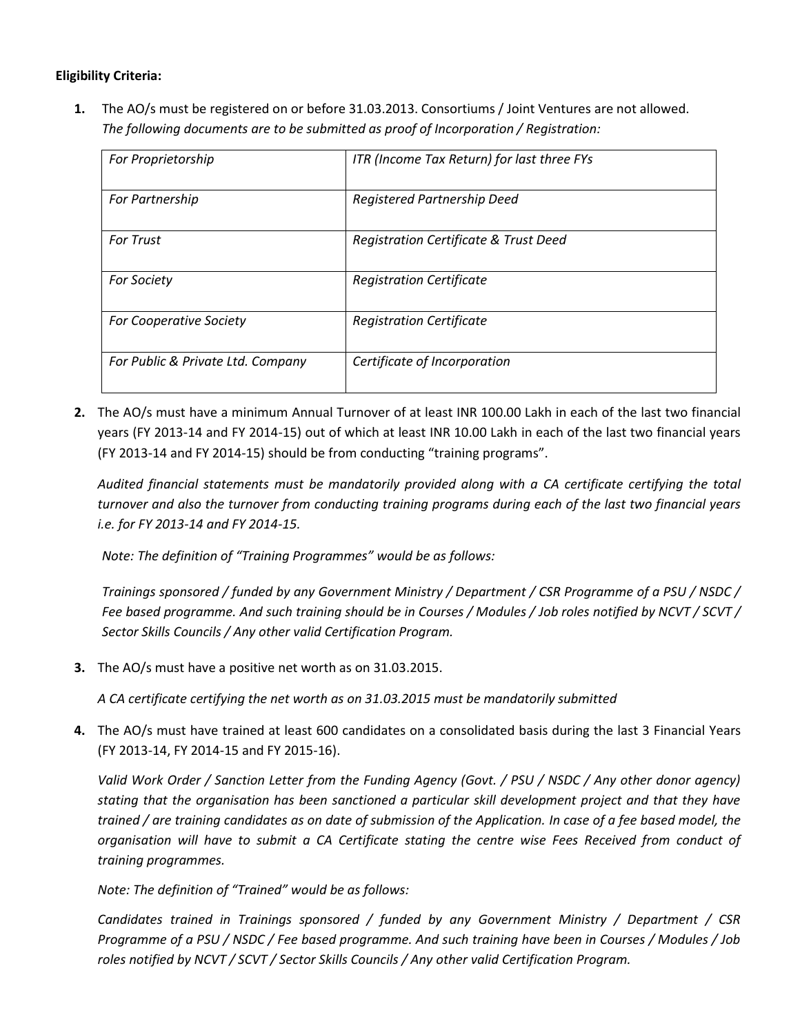**Eligibility Criteria:**

1. The AO/s must be registered on or before 31.03.2013. Consortiums / Joint Ventures are not allowed.
   *The following documents are to be submitted as proof of Incorporation / Registration:*

| *For Proprietorship* | *ITR (Income Tax Return) for last three FYs* |
|---|---|
| *For Partnership* | *Registered Partnership Deed* |
| *For Trust* | *Registration Certificate & Trust Deed* |
| *For Society* | *Registration Certificate* |
| *For Cooperative Society* | *Registration Certificate* |
| *For Public & Private Ltd. Company* | *Certificate of Incorporation* |

2. The AO/s must have a minimum Annual Turnover of at least INR 100.00 Lakh in each of the last two financial years (FY 2013-14 and FY 2014-15) out of which at least INR 10.00 Lakh in each of the last two financial years (FY 2013-14 and FY 2014-15) should be from conducting "training programs".

   *Audited financial statements must be mandatorily provided along with a CA certificate certifying the total turnover and also the turnover from conducting training programs during each of the last two financial years i.e. for FY 2013-14 and FY 2014-15.*

   *Note: The definition of "Training Programmes" would be as follows:*

   *Trainings sponsored / funded by any Government Ministry / Department / CSR Programme of a PSU / NSDC / Fee based programme. And such training should be in Courses / Modules / Job roles notified by NCVT / SCVT / Sector Skills Councils / Any other valid Certification Program.*

3. The AO/s must have a positive net worth as on 31.03.2015.

   *A CA certificate certifying the net worth as on 31.03.2015 must be mandatorily submitted*

4. The AO/s must have trained at least 600 candidates on a consolidated basis during the last 3 Financial Years (FY 2013-14, FY 2014-15 and FY 2015-16).

   *Valid Work Order / Sanction Letter from the Funding Agency (Govt. / PSU / NSDC / Any other donor agency) stating that the organisation has been sanctioned a particular skill development project and that they have trained / are training candidates as on date of submission of the Application. In case of a fee based model, the organisation will have to submit a CA Certificate stating the centre wise Fees Received from conduct of training programmes.*

   *Note: The definition of "Trained" would be as follows:*

   *Candidates trained in Trainings sponsored / funded by any Government Ministry / Department / CSR Programme of a PSU / NSDC / Fee based programme. And such training have been in Courses / Modules / Job roles notified by NCVT / SCVT / Sector Skills Councils / Any other valid Certification Program.*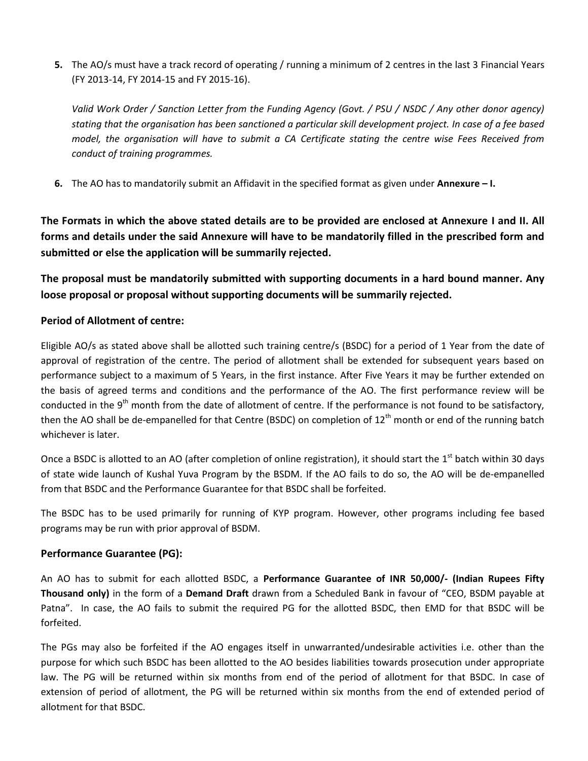5. The AO/s must have a track record of operating / running a minimum of 2 centres in the last 3 Financial Years (FY 2013-14, FY 2014-15 and FY 2015-16).

   *Valid Work Order / Sanction Letter from the Funding Agency (Govt. / PSU / NSDC / Any other donor agency) stating that the organisation has been sanctioned a particular skill development project. In case of a fee based model, the organisation will have to submit a CA Certificate stating the centre wise Fees Received from conduct of training programmes.*

6. The AO has to mandatorily submit an Affidavit in the specified format as given under **Annexure – I.**

**The Formats in which the above stated details are to be provided are enclosed at Annexure I and II. All forms and details under the said Annexure will have to be mandatorily filled in the prescribed form and submitted or else the application will be summarily rejected.**

**The proposal must be mandatorily submitted with supporting documents in a hard bound manner. Any loose proposal or proposal without supporting documents will be summarily rejected.**

### Period of Allotment of centre:

Eligible AO/s as stated above shall be allotted such training centre/s (BSDC) for a period of 1 Year from the date of approval of registration of the centre. The period of allotment shall be extended for subsequent years based on performance subject to a maximum of 5 Years, in the first instance. After Five Years it may be further extended on the basis of agreed terms and conditions and the performance of the AO. The first performance review will be conducted in the 9th month from the date of allotment of centre. If the performance is not found to be satisfactory, then the AO shall be de-empanelled for that Centre (BSDC) on completion of 12th month or end of the running batch whichever is later.

Once a BSDC is allotted to an AO (after completion of online registration), it should start the 1st batch within 30 days of state wide launch of Kushal Yuva Program by the BSDM. If the AO fails to do so, the AO will be de-empanelled from that BSDC and the Performance Guarantee for that BSDC shall be forfeited.

The BSDC has to be used primarily for running of KYP program. However, other programs including fee based programs may be run with prior approval of BSDM.

### Performance Guarantee (PG):

An AO has to submit for each allotted BSDC, a **Performance Guarantee of INR 50,000/- (Indian Rupees Fifty Thousand only)** in the form of a **Demand Draft** drawn from a Scheduled Bank in favour of "CEO, BSDM payable at Patna". In case, the AO fails to submit the required PG for the allotted BSDC, then EMD for that BSDC will be forfeited.

The PGs may also be forfeited if the AO engages itself in unwarranted/undesirable activities i.e. other than the purpose for which such BSDC has been allotted to the AO besides liabilities towards prosecution under appropriate law. The PG will be returned within six months from end of the period of allotment for that BSDC. In case of extension of period of allotment, the PG will be returned within six months from the end of extended period of allotment for that BSDC.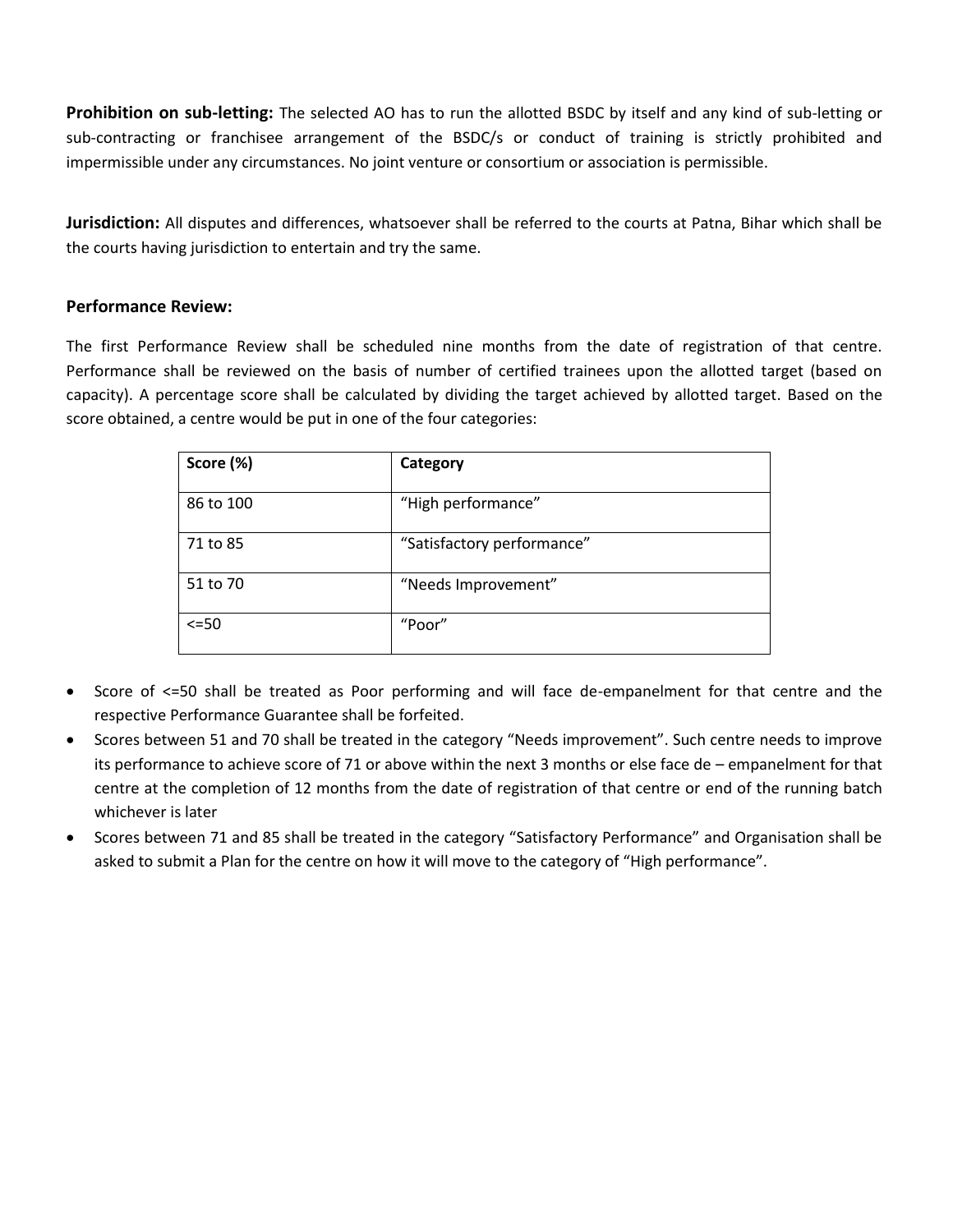**Prohibition on sub-letting:** The selected AO has to run the allotted BSDC by itself and any kind of sub-letting or sub-contracting or franchisee arrangement of the BSDC/s or conduct of training is strictly prohibited and impermissible under any circumstances. No joint venture or consortium or association is permissible.

**Jurisdiction:** All disputes and differences, whatsoever shall be referred to the courts at Patna, Bihar which shall be the courts having jurisdiction to entertain and try the same.

### Performance Review:

The first Performance Review shall be scheduled nine months from the date of registration of that centre. Performance shall be reviewed on the basis of number of certified trainees upon the allotted target (based on capacity). A percentage score shall be calculated by dividing the target achieved by allotted target. Based on the score obtained, a centre would be put in one of the four categories:

| Score (%) | Category |
|---|---|
| 86 to 100 | "High performance" |
| 71 to 85 | "Satisfactory performance" |
| 51 to 70 | "Needs Improvement" |
| <=50 | "Poor" |

- Score of <=50 shall be treated as Poor performing and will face de-empanelment for that centre and the respective Performance Guarantee shall be forfeited.
- Scores between 51 and 70 shall be treated in the category "Needs improvement". Such centre needs to improve its performance to achieve score of 71 or above within the next 3 months or else face de – empanelment for that centre at the completion of 12 months from the date of registration of that centre or end of the running batch whichever is later
- Scores between 71 and 85 shall be treated in the category "Satisfactory Performance" and Organisation shall be asked to submit a Plan for the centre on how it will move to the category of "High performance".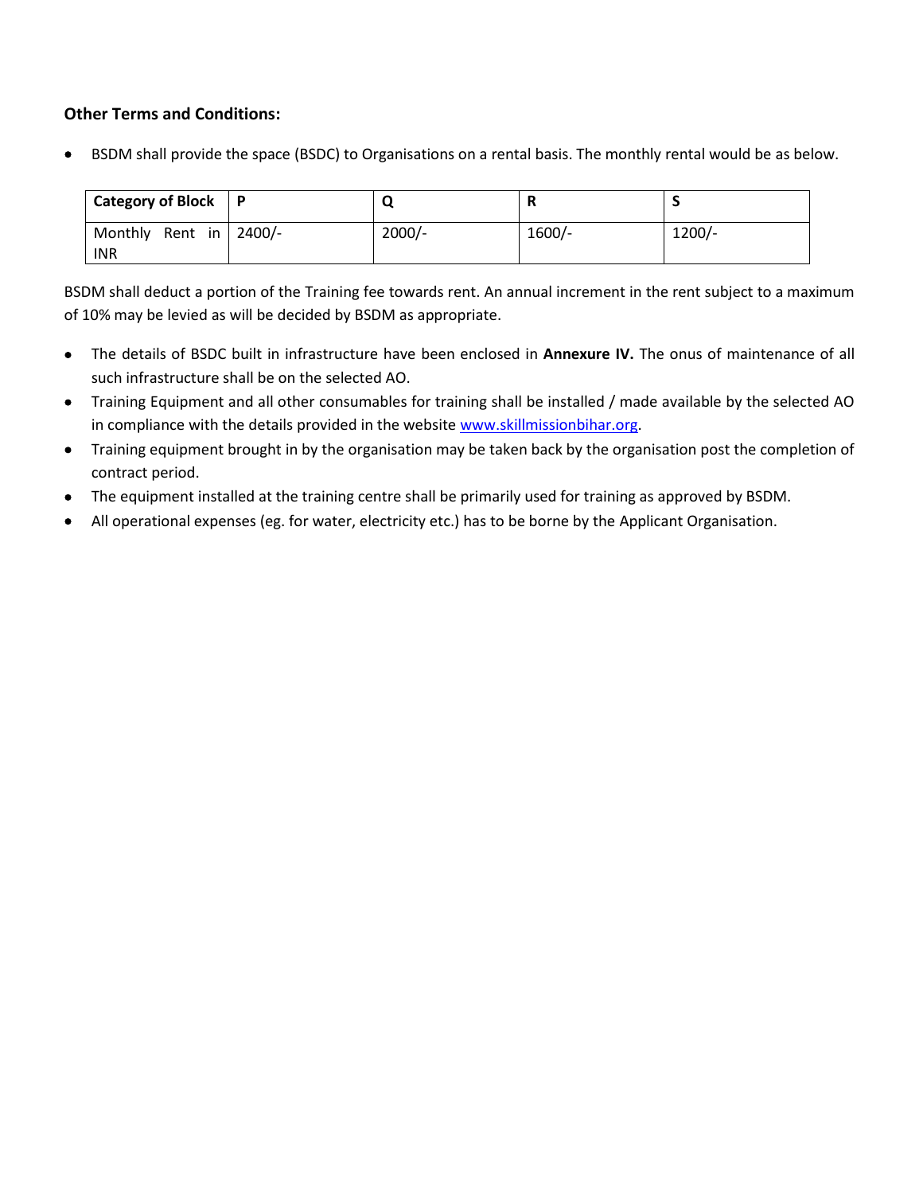**Other Terms and Conditions:**

- BSDM shall provide the space (BSDC) to Organisations on a rental basis. The monthly rental would be as below.

| Category of Block | P | Q | R | S |
|---|---|---|---|---|
| Monthly Rent in INR | 2400/- | 2000/- | 1600/- | 1200/- |

BSDM shall deduct a portion of the Training fee towards rent. An annual increment in the rent subject to a maximum of 10% may be levied as will be decided by BSDM as appropriate.

- The details of BSDC built in infrastructure have been enclosed in **Annexure IV.** The onus of maintenance of all such infrastructure shall be on the selected AO.
- Training Equipment and all other consumables for training shall be installed / made available by the selected AO in compliance with the details provided in the website www.skillmissionbihar.org.
- Training equipment brought in by the organisation may be taken back by the organisation post the completion of contract period.
- The equipment installed at the training centre shall be primarily used for training as approved by BSDM.
- All operational expenses (eg. for water, electricity etc.) has to be borne by the Applicant Organisation.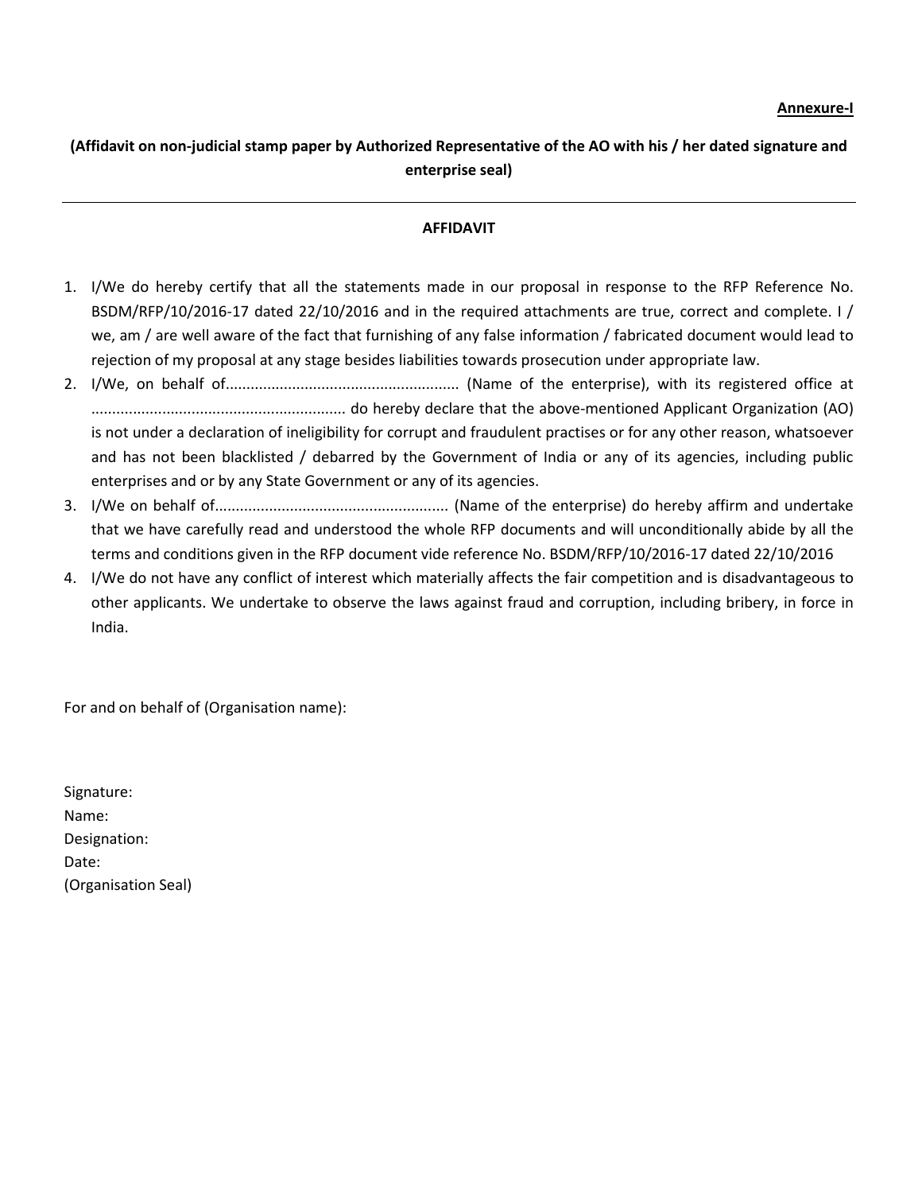**Annexure-I**

**(Affidavit on non-judicial stamp paper by Authorized Representative of the AO with his / her dated signature and enterprise seal)**

---

**AFFIDAVIT**

1. I/We do hereby certify that all the statements made in our proposal in response to the RFP Reference No. BSDM/RFP/10/2016-17 dated 22/10/2016 and in the required attachments are true, correct and complete. I / we, am / are well aware of the fact that furnishing of any false information / fabricated document would lead to rejection of my proposal at any stage besides liabilities towards prosecution under appropriate law.
2. I/We, on behalf of........................................................ (Name of the enterprise), with its registered office at ............................................................ do hereby declare that the above-mentioned Applicant Organization (AO) is not under a declaration of ineligibility for corrupt and fraudulent practises or for any other reason, whatsoever and has not been blacklisted / debarred by the Government of India or any of its agencies, including public enterprises and or by any State Government or any of its agencies.
3. I/We on behalf of........................................................ (Name of the enterprise) do hereby affirm and undertake that we have carefully read and understood the whole RFP documents and will unconditionally abide by all the terms and conditions given in the RFP document vide reference No. BSDM/RFP/10/2016-17 dated 22/10/2016
4. I/We do not have any conflict of interest which materially affects the fair competition and is disadvantageous to other applicants. We undertake to observe the laws against fraud and corruption, including bribery, in force in India.

For and on behalf of (Organisation name):

Signature:
Name:
Designation:
Date:
(Organisation Seal)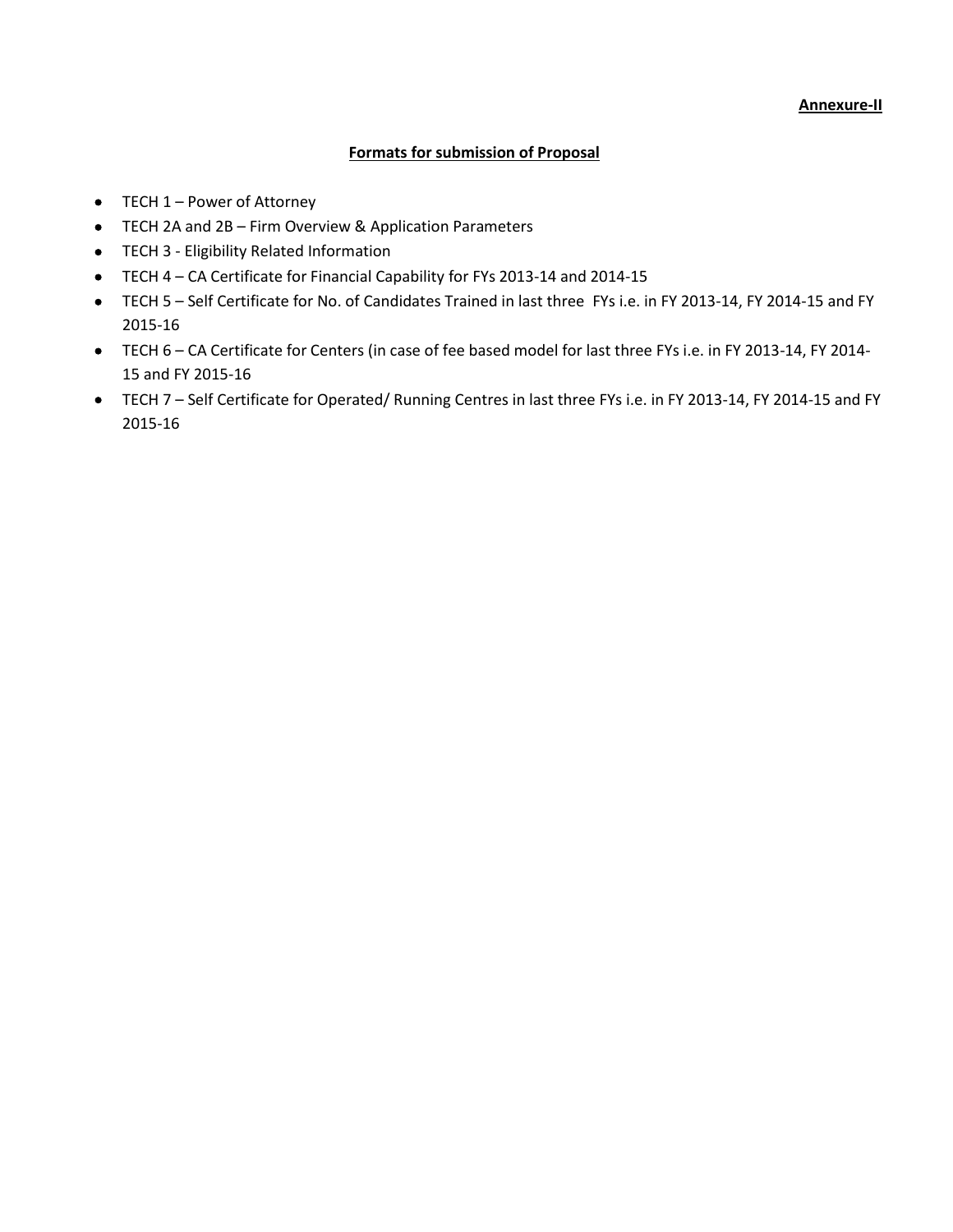**Annexure-II**

## Formats for submission of Proposal

- TECH 1 – Power of Attorney
- TECH 2A and 2B – Firm Overview & Application Parameters
- TECH 3 - Eligibility Related Information
- TECH 4 – CA Certificate for Financial Capability for FYs 2013-14 and 2014-15
- TECH 5 – Self Certificate for No. of Candidates Trained in last three FYs i.e. in FY 2013-14, FY 2014-15 and FY 2015-16
- TECH 6 – CA Certificate for Centers (in case of fee based model for last three FYs i.e. in FY 2013-14, FY 2014-15 and FY 2015-16
- TECH 7 – Self Certificate for Operated/ Running Centres in last three FYs i.e. in FY 2013-14, FY 2014-15 and FY 2015-16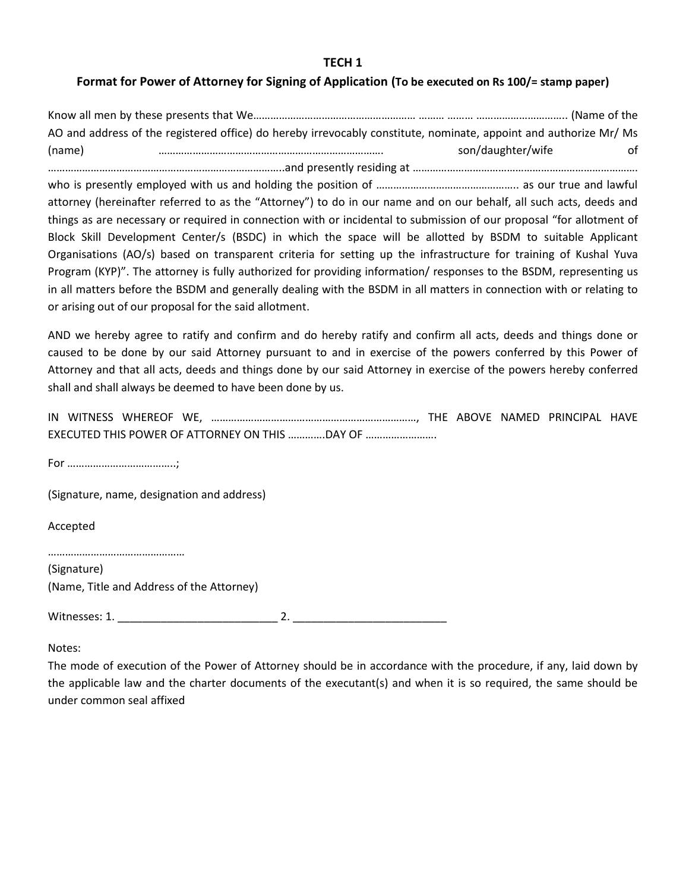# TECH 1

## Format for Power of Attorney for Signing of Application (To be executed on Rs 100/= stamp paper)

Know all men by these presents that We………………………………………………… ……… ……… ………………………….. (Name of the AO and address of the registered office) do hereby irrevocably constitute, nominate, appoint and authorize Mr/ Ms (name) ……………………………………………………………………. son/daughter/wife of ……………………………………………………………………..and presently residing at …………………………………………………………………… who is presently employed with us and holding the position of ………………………………………….. as our true and lawful attorney (hereinafter referred to as the "Attorney") to do in our name and on our behalf, all such acts, deeds and things as are necessary or required in connection with or incidental to submission of our proposal "for allotment of Block Skill Development Center/s (BSDC) in which the space will be allotted by BSDM to suitable Applicant Organisations (AO/s) based on transparent criteria for setting up the infrastructure for training of Kushal Yuva Program (KYP)". The attorney is fully authorized for providing information/ responses to the BSDM, representing us in all matters before the BSDM and generally dealing with the BSDM in all matters in connection with or relating to or arising out of our proposal for the said allotment.

AND we hereby agree to ratify and confirm and do hereby ratify and confirm all acts, deeds and things done or caused to be done by our said Attorney pursuant to and in exercise of the powers conferred by this Power of Attorney and that all acts, deeds and things done by our said Attorney in exercise of the powers hereby conferred shall and shall always be deemed to have been done by us.

IN WITNESS WHEREOF WE, ………………………………………………………………, THE ABOVE NAMED PRINCIPAL HAVE EXECUTED THIS POWER OF ATTORNEY ON THIS …………DAY OF …………………….

For ………………………………..;

(Signature, name, designation and address)

Accepted

…………………………………………

(Signature)

(Name, Title and Address of the Attorney)

Witnesses: 1. _________________________ 2. ________________________

Notes:

The mode of execution of the Power of Attorney should be in accordance with the procedure, if any, laid down by the applicable law and the charter documents of the executant(s) and when it is so required, the same should be under common seal affixed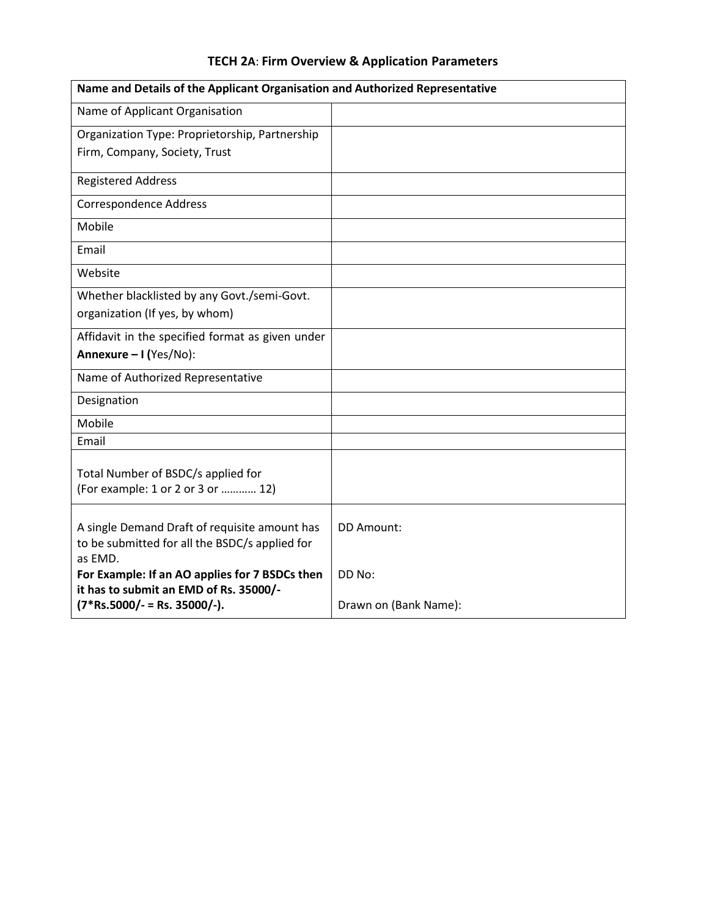## TECH 2A: Firm Overview & Application Parameters

| Name and Details of the Applicant Organisation and Authorized Representative | |
|---|---|
| Name of Applicant Organisation | |
| Organization Type: Proprietorship, Partnership Firm, Company, Society, Trust | |
| Registered Address | |
| Correspondence Address | |
| Mobile | |
| Email | |
| Website | |
| Whether blacklisted by any Govt./semi-Govt. organization (If yes, by whom) | |
| Affidavit in the specified format as given under **Annexure – I (**Yes/No): | |
| Name of Authorized Representative | |
| Designation | |
| Mobile | |
| Email | |
| Total Number of BSDC/s applied for (For example: 1 or 2 or 3 or ………… 12) | |
| A single Demand Draft of requisite amount has to be submitted for all the BSDC/s applied for as EMD. **For Example: If an AO applies for 7 BSDCs then it has to submit an EMD of Rs. 35000/- (7*Rs.5000/- = Rs. 35000/-).** | DD Amount:<br><br>DD No:<br><br>Drawn on (Bank Name): |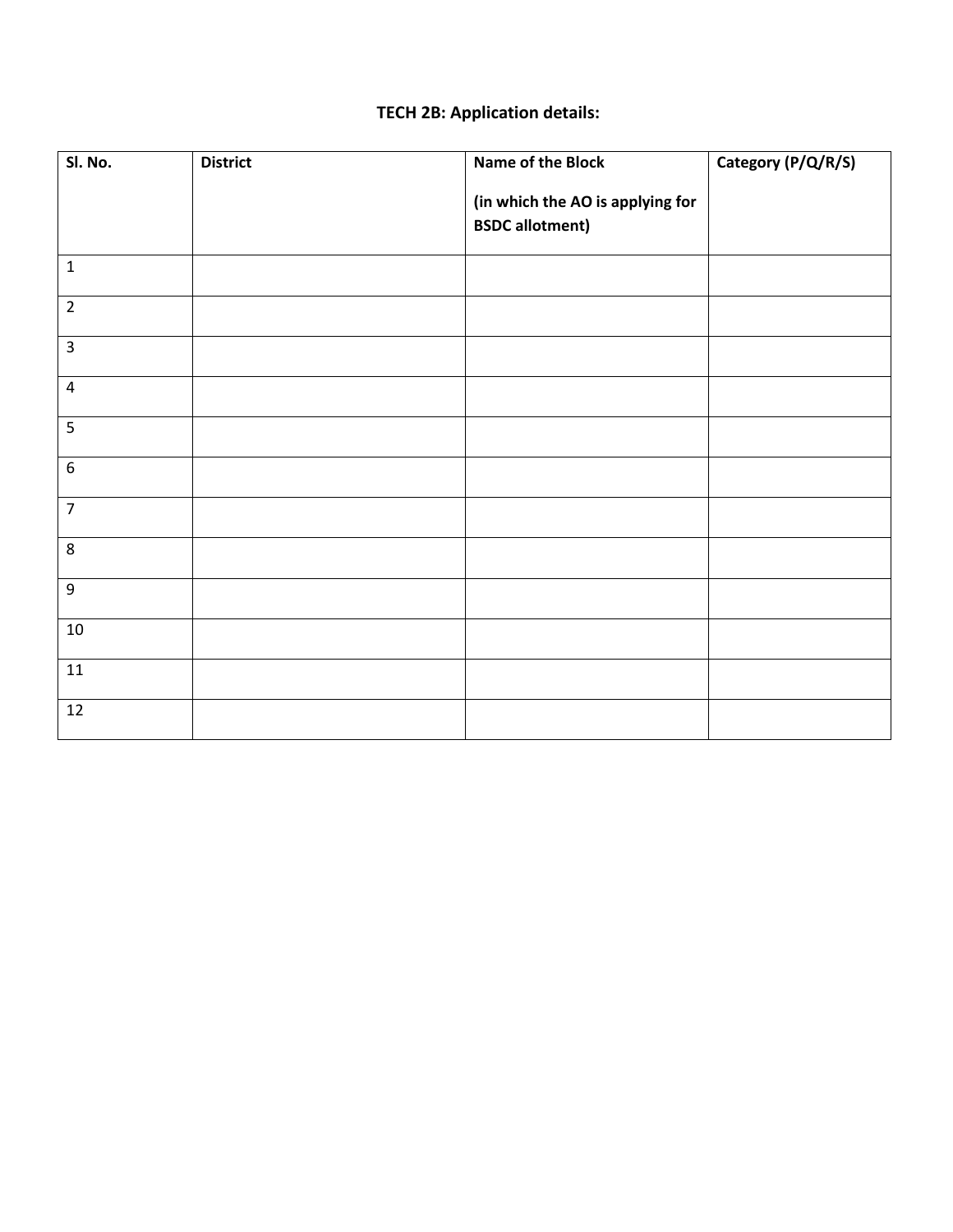**TECH 2B: Application details:**

| Sl. No. | District | Name of the Block<br><br>(in which the AO is applying for BSDC allotment) | Category (P/Q/R/S) |
|---|---|---|---|
| 1 | | | |
| 2 | | | |
| 3 | | | |
| 4 | | | |
| 5 | | | |
| 6 | | | |
| 7 | | | |
| 8 | | | |
| 9 | | | |
| 10 | | | |
| 11 | | | |
| 12 | | | |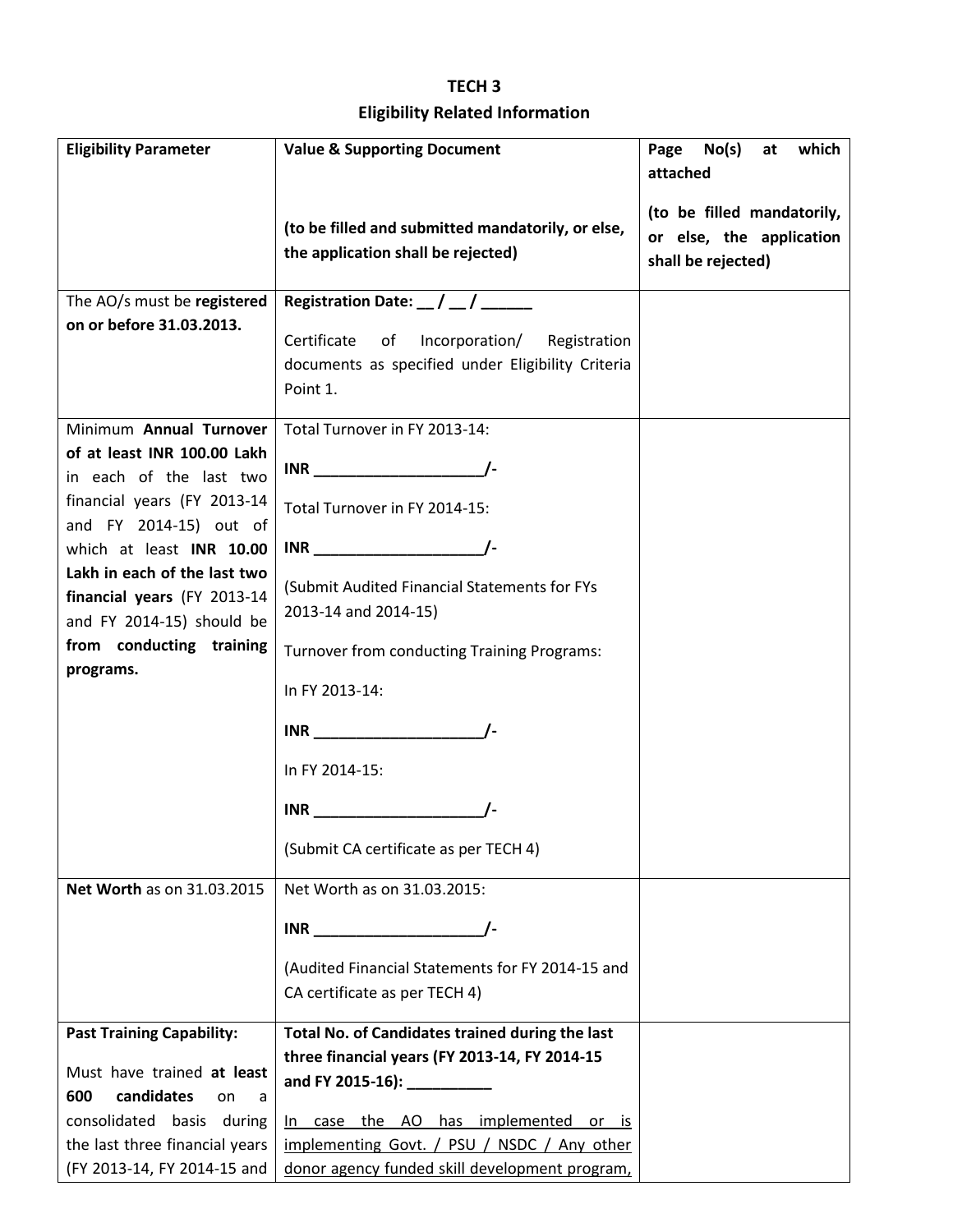# TECH 3

## Eligibility Related Information

| Eligibility Parameter | Value & Supporting Document<br><br>**(to be filled and submitted mandatorily, or else, the application shall be rejected)** | Page No(s) at which attached<br><br>**(to be filled mandatorily, or else, the application shall be rejected)** |
|---|---|---|
| The AO/s must be **registered on or before 31.03.2013.** | **Registration Date: __ / __ / ______**<br><br>Certificate of Incorporation/ Registration documents as specified under Eligibility Criteria Point 1. | |
| Minimum **Annual Turnover of at least INR 100.00 Lakh** in each of the last two financial years (FY 2013-14 and FY 2014-15) out of which at least **INR 10.00 Lakh in each of the last two financial years** (FY 2013-14 and FY 2014-15) should be **from conducting training programs.** | Total Turnover in FY 2013-14:<br><br>**INR ____________________/-**<br><br>Total Turnover in FY 2014-15:<br><br>**INR ____________________/-**<br><br>(Submit Audited Financial Statements for FYs 2013-14 and 2014-15)<br><br>Turnover from conducting Training Programs:<br><br>In FY 2013-14:<br><br>**INR ____________________/-**<br><br>In FY 2014-15:<br><br>**INR ____________________/-**<br><br>(Submit CA certificate as per TECH 4) | |
| **Net Worth** as on 31.03.2015 | Net Worth as on 31.03.2015:<br><br>**INR ____________________/-**<br><br>(Audited Financial Statements for FY 2014-15 and CA certificate as per TECH 4) | |
| **Past Training Capability:**<br><br>Must have trained **at least 600 candidates** on a consolidated basis during the last three financial years (FY 2013-14, FY 2014-15 and | **Total No. of Candidates trained during the last three financial years (FY 2013-14, FY 2014-15 and FY 2015-16): __________**<br><br><u>In case the AO has implemented or is implementing Govt. / PSU / NSDC / Any other donor agency funded skill development program,</u> | |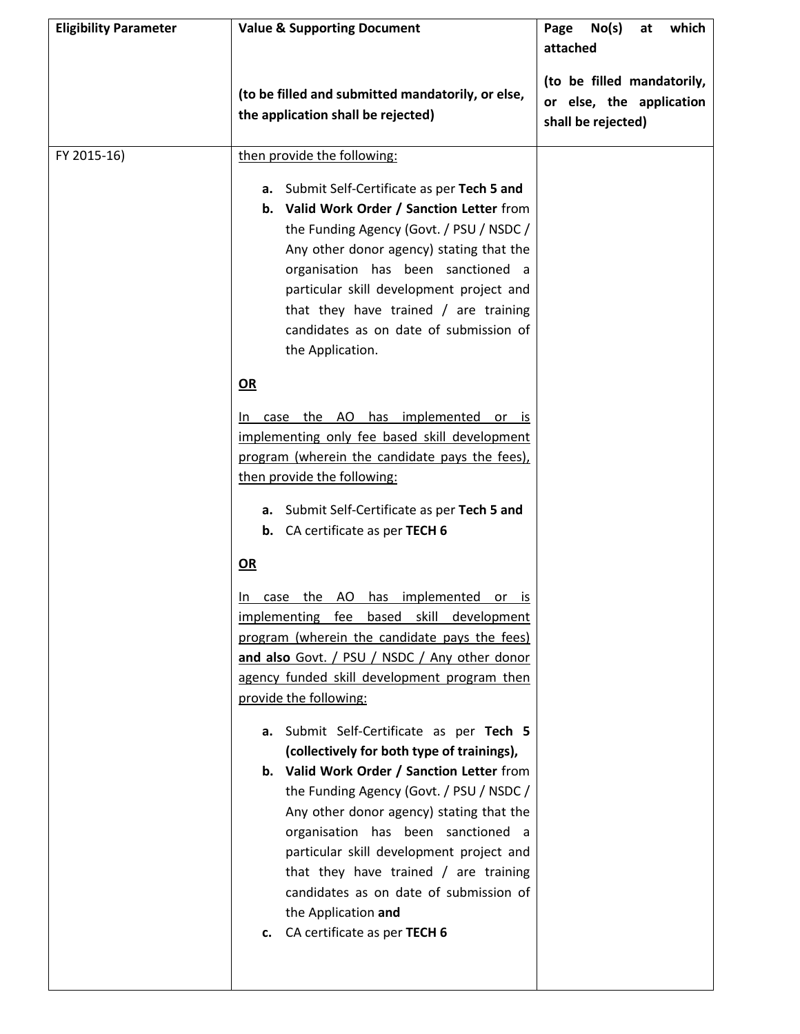| Eligibility Parameter | Value & Supporting Document<br><br>**(to be filled and submitted mandatorily, or else, the application shall be rejected)** | **Page No(s) at which attached**<br><br>**(to be filled mandatorily, or else, the application shall be rejected)** |
|---|---|---|
| FY 2015-16) | then provide the following:<br><br>**a.** Submit Self-Certificate as per **Tech 5 and**<br>**b.** **Valid Work Order / Sanction Letter** from the Funding Agency (Govt. / PSU / NSDC / Any other donor agency) stating that the organisation has been sanctioned a particular skill development project and that they have trained / are training candidates as on date of submission of the Application.<br><br>**OR**<br><br>In case the AO has implemented or is implementing only fee based skill development program (wherein the candidate pays the fees), then provide the following:<br><br>**a.** Submit Self-Certificate as per **Tech 5 and**<br>**b.** CA certificate as per **TECH 6**<br><br>**OR**<br><br>In case the AO has implemented or is implementing fee based skill development program (wherein the candidate pays the fees) **and also** Govt. / PSU / NSDC / Any other donor agency funded skill development program then provide the following:<br><br>**a.** Submit Self-Certificate as per **Tech 5 (collectively for both type of trainings),**<br>**b.** **Valid Work Order / Sanction Letter** from the Funding Agency (Govt. / PSU / NSDC / Any other donor agency) stating that the organisation has been sanctioned a particular skill development project and that they have trained / are training candidates as on date of submission of the Application **and**<br>**c.** CA certificate as per **TECH 6** | |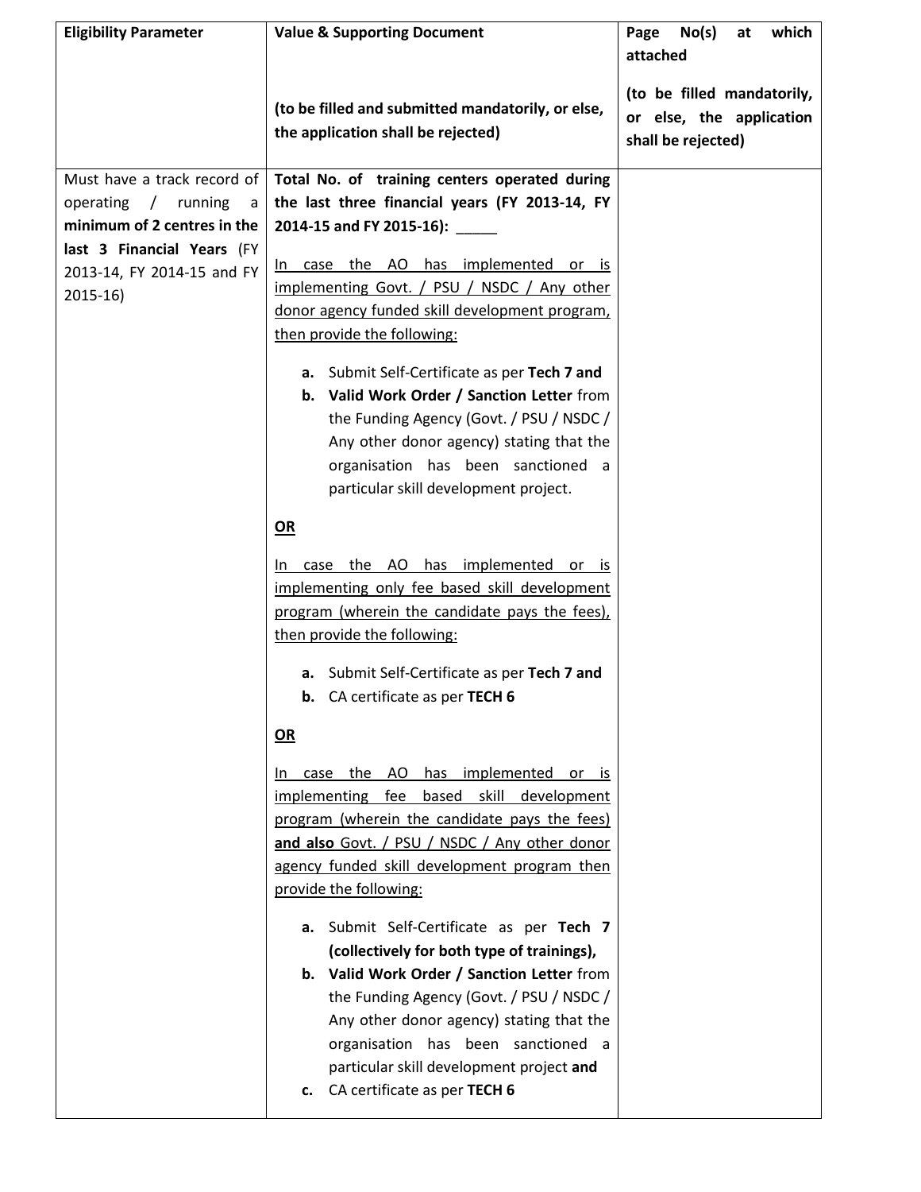| Eligibility Parameter | Value & Supporting Document<br><br>**(to be filled and submitted mandatorily, or else, the application shall be rejected)** | Page No(s) at which attached<br><br>**(to be filled mandatorily, or else, the application shall be rejected)** |
|---|---|---|
| Must have a track record of operating / running a **minimum of 2 centres in the last 3 Financial Years** (FY 2013-14, FY 2014-15 and FY 2015-16) | **Total No. of training centers operated during the last three financial years (FY 2013-14, FY 2014-15 and FY 2015-16):** _____<br><br><u>In case the AO has implemented or is implementing Govt. / PSU / NSDC / Any other donor agency funded skill development program, then provide the following:</u><br><br>**a.** Submit Self-Certificate as per **Tech 7 and**<br>**b.** **Valid Work Order / Sanction Letter** from the Funding Agency (Govt. / PSU / NSDC / Any other donor agency) stating that the organisation has been sanctioned a particular skill development project.<br><br>**<u>OR</u>**<br><br><u>In case the AO has implemented or is implementing only fee based skill development program (wherein the candidate pays the fees), then provide the following:</u><br><br>**a.** Submit Self-Certificate as per **Tech 7 and**<br>**b.** CA certificate as per **TECH 6**<br><br>**<u>OR</u>**<br><br><u>In case the AO has implemented or is implementing fee based skill development program (wherein the candidate pays the fees) **and also** Govt. / PSU / NSDC / Any other donor agency funded skill development program then provide the following:</u><br><br>**a.** Submit Self-Certificate as per **Tech 7 (collectively for both type of trainings),**<br>**b.** **Valid Work Order / Sanction Letter** from the Funding Agency (Govt. / PSU / NSDC / Any other donor agency) stating that the organisation has been sanctioned a particular skill development project **and**<br>**c.** CA certificate as per **TECH 6** | |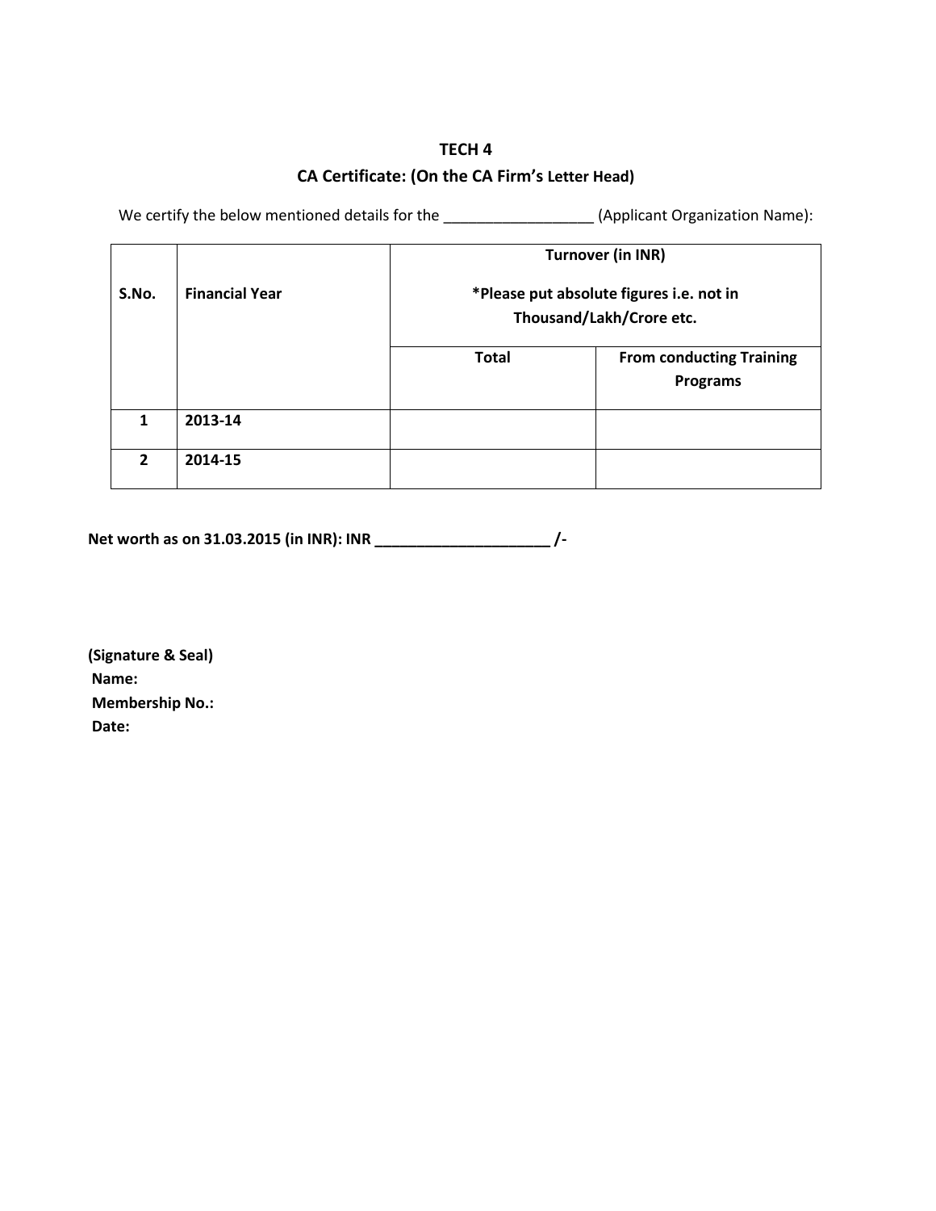# TECH 4

## CA Certificate: (On the CA Firm's Letter Head)

We certify the below mentioned details for the __________________ (Applicant Organization Name):

| S.No. | Financial Year | Turnover (in INR) *Please put absolute figures i.e. not in Thousand/Lakh/Crore etc. | |
|---|---|---|---|
| | | **Total** | **From conducting Training Programs** |
| **1** | **2013-14** | | |
| **2** | **2014-15** | | |

**Net worth as on 31.03.2015 (in INR): INR _____________________ /-**

**(Signature & Seal)**
**Name:**
**Membership No.:**
**Date:**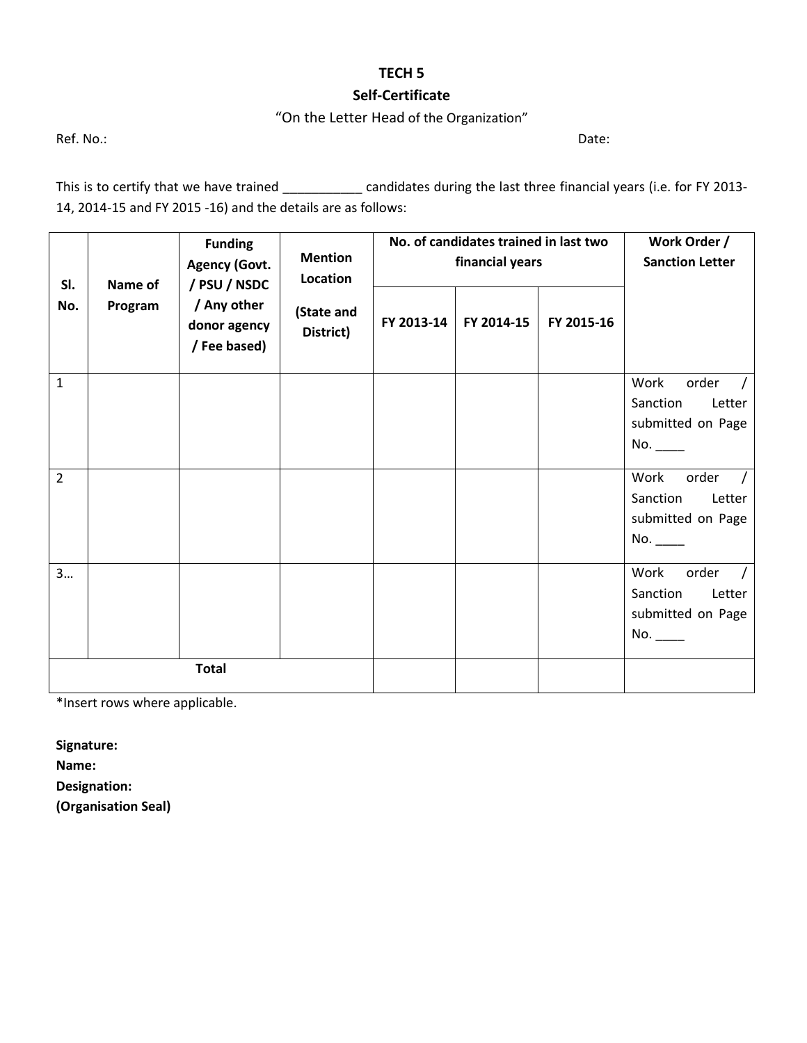**TECH 5**

**Self-Certificate**

"On the Letter Head of the Organization"

Ref. No.: Date:

This is to certify that we have trained ___________ candidates during the last three financial years (i.e. for FY 2013-14, 2014-15 and FY 2015 -16) and the details are as follows:

| **Sl. No.** | **Name of Program** | **Funding Agency (Govt. / PSU / NSDC / Any other donor agency / Fee based)** | **Mention Location (State and District)** | **No. of candidates trained in last two financial years** | | | **Work Order / Sanction Letter** |
|---|---|---|---|---|---|---|---|
| | | | | **FY 2013-14** | **FY 2014-15** | **FY 2015-16** | |
| 1 | | | | | | | Work order / Sanction Letter submitted on Page No. ____ |
| 2 | | | | | | | Work order / Sanction Letter submitted on Page No. ____ |
| 3… | | | | | | | Work order / Sanction Letter submitted on Page No. ____ |
| **Total** | | | | | | | |

*Insert rows where applicable.

**Signature:**
**Name:**
**Designation:**
**(Organisation Seal)**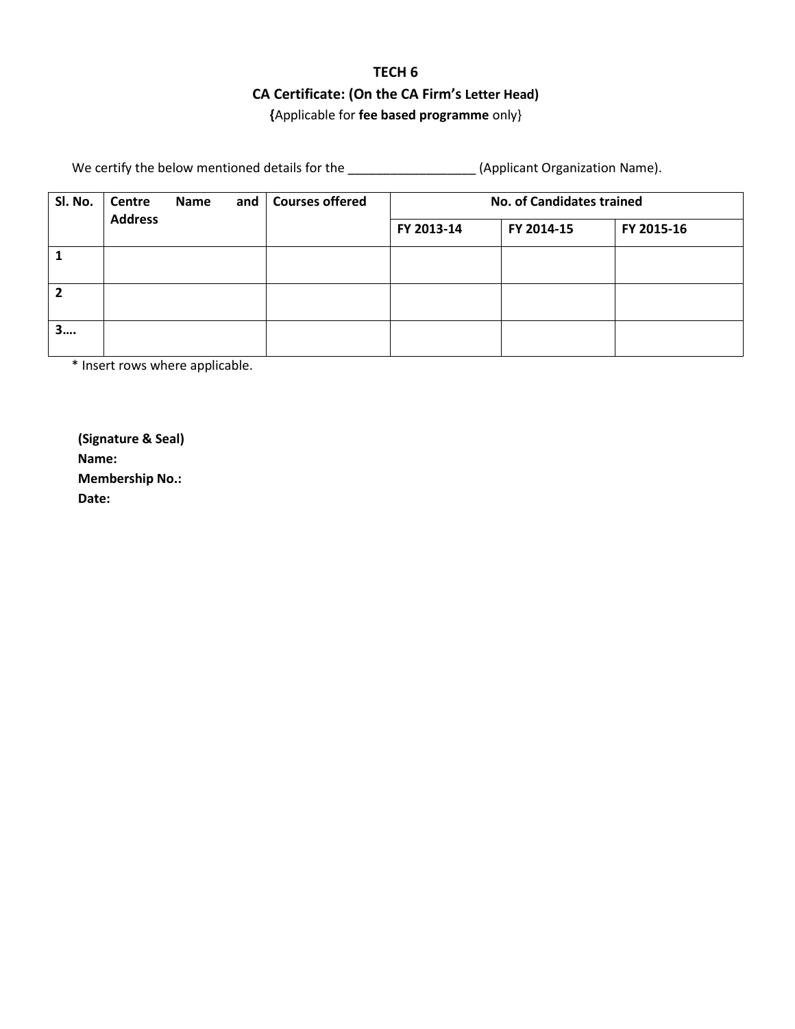**TECH 6**

**CA Certificate: (On the CA Firm's Letter Head)**

**{**Applicable for **fee based programme** only}

We certify the below mentioned details for the __________________ (Applicant Organization Name).

| Sl. No. | Centre Name and Address | Courses offered | No. of Candidates trained | | |
|---|---|---|---|---|---|
| | | | FY 2013-14 | FY 2014-15 | FY 2015-16 |
| 1 | | | | | |
| 2 | | | | | |
| 3…. | | | | | |

* Insert rows where applicable.

**(Signature & Seal)**
**Name:**
**Membership No.:**
**Date:**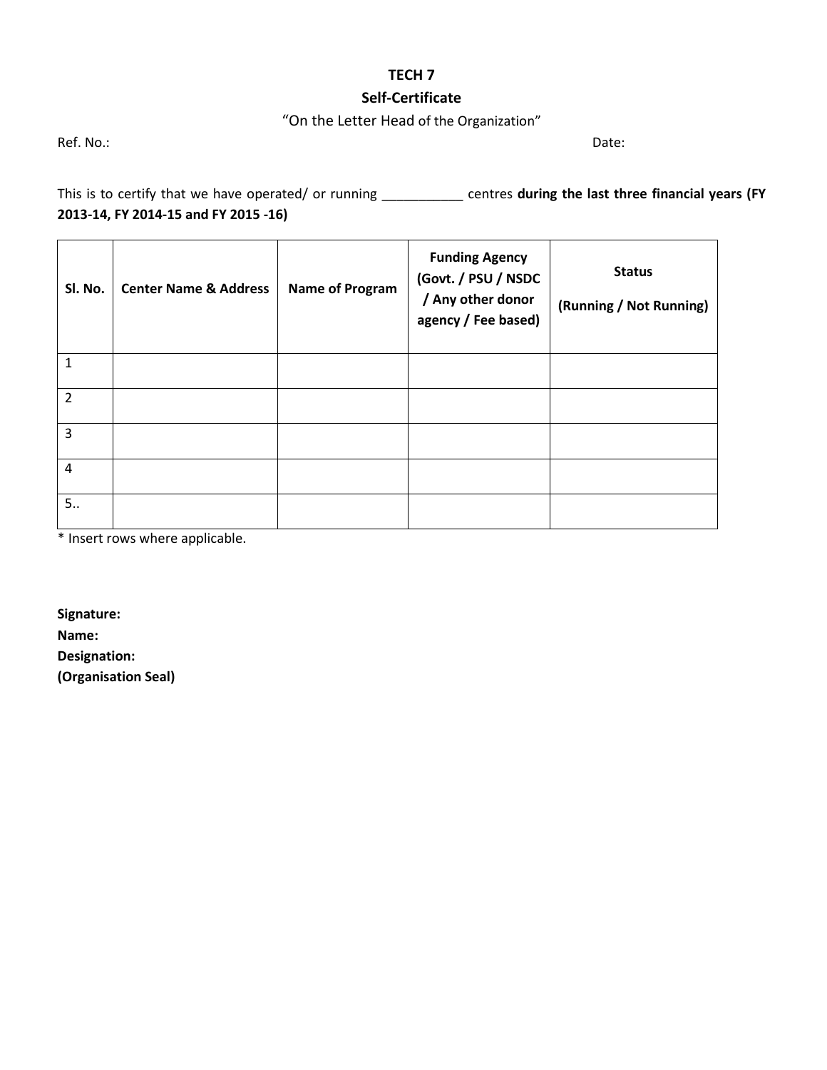**TECH 7**

**Self-Certificate**

"On the Letter Head of the Organization"

Ref. No.: Date:

This is to certify that we have operated/ or running ___________ centres **during the last three financial years (FY 2013-14, FY 2014-15 and FY 2015 -16)**

| Sl. No. | Center Name & Address | Name of Program | Funding Agency (Govt. / PSU / NSDC / Any other donor agency / Fee based) | Status (Running / Not Running) |
|---|---|---|---|---|
| 1 | | | | |
| 2 | | | | |
| 3 | | | | |
| 4 | | | | |
| 5.. | | | | |

* Insert rows where applicable.

**Signature:**
**Name:**
**Designation:**
**(Organisation Seal)**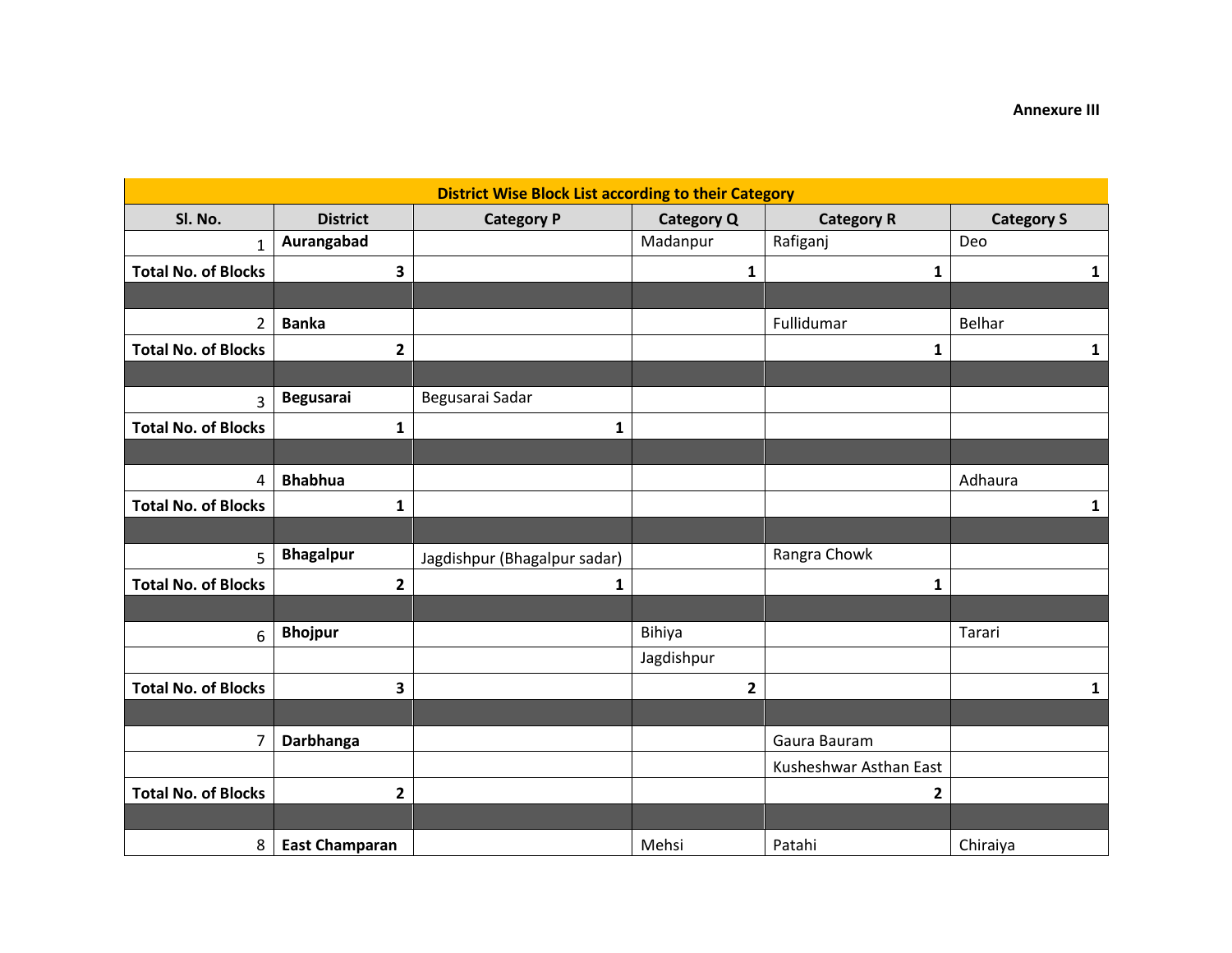**Annexure III**

| District Wise Block List according to their Category | | | | | |
|---|---|---|---|---|---|
| **Sl. No.** | **District** | **Category P** | **Category Q** | **Category R** | **Category S** |
| 1 | **Aurangabad** | | Madanpur | Rafiganj | Deo |
| **Total No. of Blocks** | **3** | | **1** | **1** | **1** |
| | | | | | |
| 2 | **Banka** | | | Fullidumar | Belhar |
| **Total No. of Blocks** | **2** | | | **1** | **1** |
| | | | | | |
| 3 | **Begusarai** | Begusarai Sadar | | | |
| **Total No. of Blocks** | **1** | **1** | | | |
| | | | | | |
| 4 | **Bhabhua** | | | | Adhaura |
| **Total No. of Blocks** | **1** | | | | **1** |
| | | | | | |
| 5 | **Bhagalpur** | Jagdishpur (Bhagalpur sadar) | | Rangra Chowk | |
| **Total No. of Blocks** | **2** | **1** | | **1** | |
| | | | | | |
| 6 | **Bhojpur** | | Bihiya | | Tarari |
| | | | Jagdishpur | | |
| **Total No. of Blocks** | **3** | | **2** | | **1** |
| | | | | | |
| 7 | **Darbhanga** | | | Gaura Bauram | |
| | | | | Kusheshwar Asthan East | |
| **Total No. of Blocks** | **2** | | | **2** | |
| | | | | | |
| 8 | **East Champaran** | | Mehsi | Patahi | Chiraiya |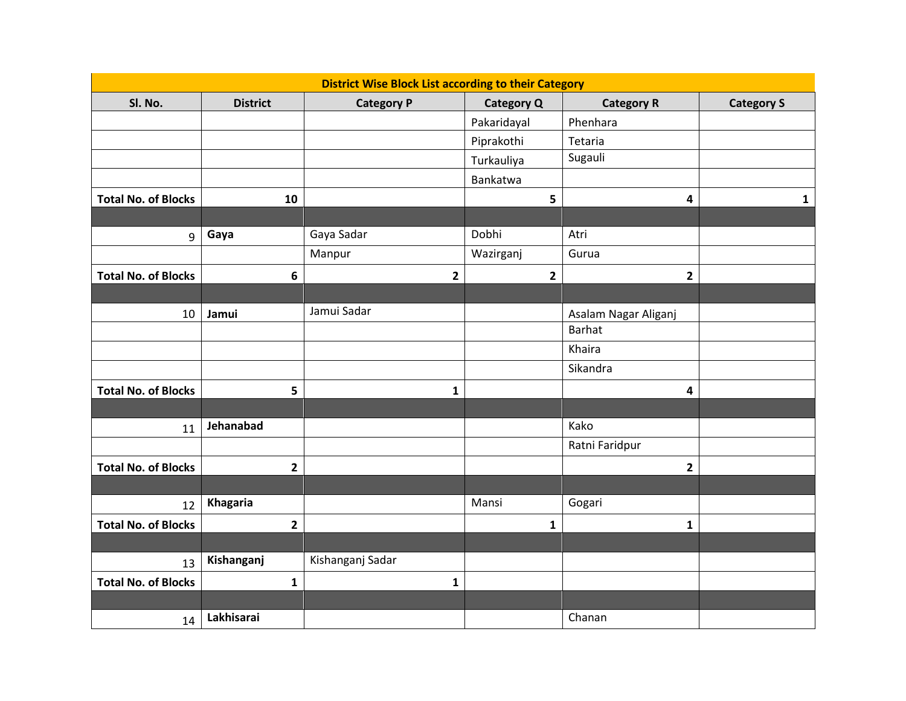| District Wise Block List according to their Category | | | | | |
|---|---|---|---|---|---|
| **Sl. No.** | **District** | **Category P** | **Category Q** | **Category R** | **Category S** |
| | | | Pakaridayal | Phenhara | |
| | | | Piprakothi | Tetaria | |
| | | | Turkauliya | Sugauli | |
| | | | Bankatwa | | |
| **Total No. of Blocks** | **10** | | **5** | **4** | **1** |
| | | | | | |
| 9 | **Gaya** | Gaya Sadar | Dobhi | Atri | |
| | | Manpur | Wazirganj | Gurua | |
| **Total No. of Blocks** | **6** | **2** | **2** | **2** | |
| | | | | | |
| 10 | **Jamui** | Jamui Sadar | | Asalam Nagar Aliganj | |
| | | | | Barhat | |
| | | | | Khaira | |
| | | | | Sikandra | |
| **Total No. of Blocks** | **5** | **1** | | **4** | |
| | | | | | |
| 11 | **Jehanabad** | | | Kako | |
| | | | | Ratni Faridpur | |
| **Total No. of Blocks** | **2** | | | **2** | |
| | | | | | |
| 12 | **Khagaria** | | Mansi | Gogari | |
| **Total No. of Blocks** | **2** | | **1** | **1** | |
| | | | | | |
| 13 | **Kishanganj** | Kishanganj Sadar | | | |
| **Total No. of Blocks** | **1** | **1** | | | |
| | | | | | |
| 14 | **Lakhisarai** | | | Chanan | |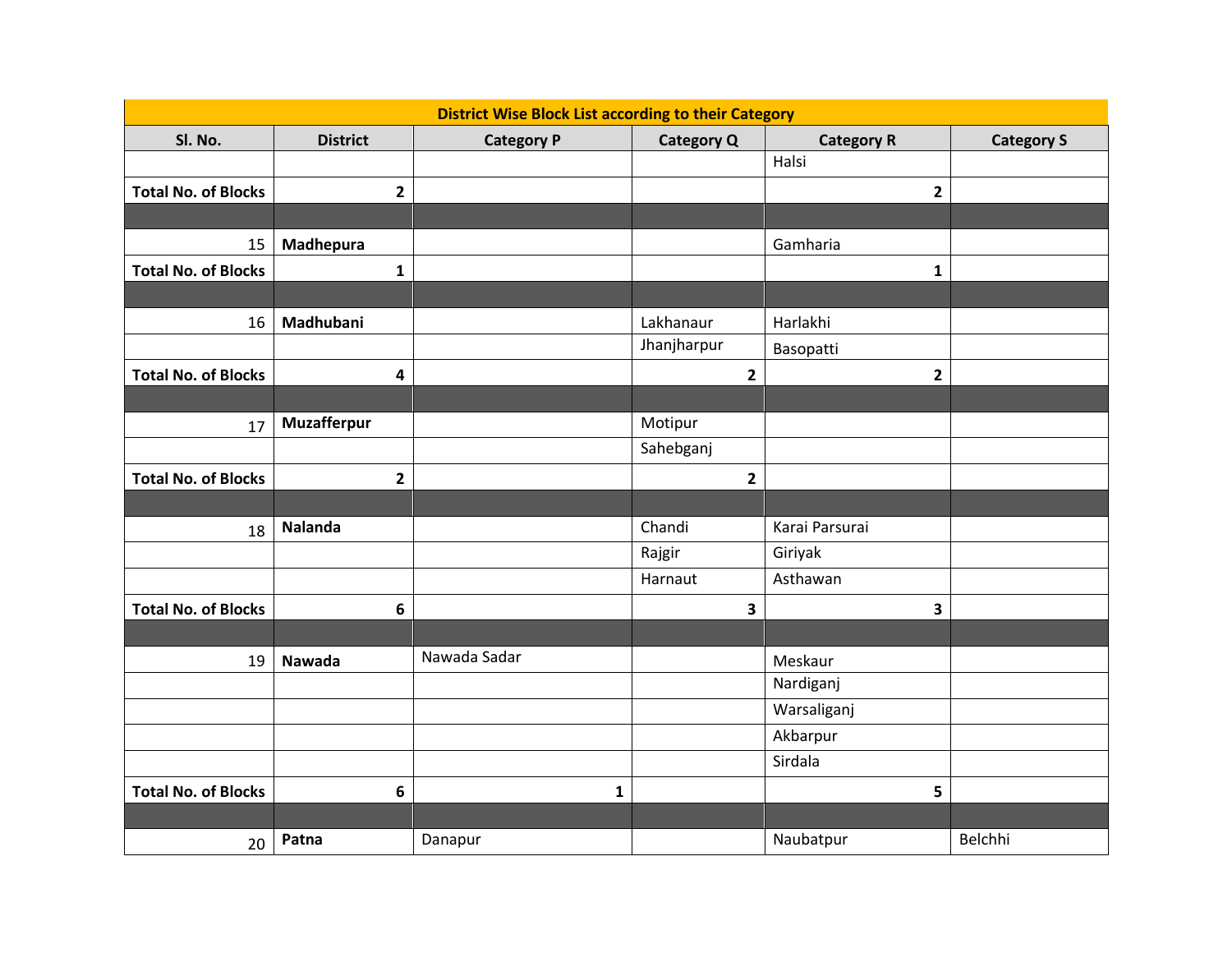| District Wise Block List according to their Category | | | | | |
|---|---|---|---|---|---|
| **Sl. No.** | **District** | **Category P** | **Category Q** | **Category R** | **Category S** |
| | | | | Halsi | |
| **Total No. of Blocks** | **2** | | | **2** | |
| | | | | | |
| 15 | **Madhepura** | | | Gamharia | |
| **Total No. of Blocks** | **1** | | | **1** | |
| | | | | | |
| 16 | **Madhubani** | | Lakhanaur | Harlakhi | |
| | | | Jhanjharpur | Basopatti | |
| **Total No. of Blocks** | **4** | | **2** | **2** | |
| | | | | | |
| 17 | **Muzafferpur** | | Motipur | | |
| | | | Sahebganj | | |
| **Total No. of Blocks** | **2** | | **2** | | |
| | | | | | |
| 18 | **Nalanda** | | Chandi | Karai Parsurai | |
| | | | Rajgir | Giriyak | |
| | | | Harnaut | Asthawan | |
| **Total No. of Blocks** | **6** | | **3** | **3** | |
| | | | | | |
| 19 | **Nawada** | Nawada Sadar | | Meskaur | |
| | | | | Nardiganj | |
| | | | | Warsaliganj | |
| | | | | Akbarpur | |
| | | | | Sirdala | |
| **Total No. of Blocks** | **6** | **1** | | **5** | |
| | | | | | |
| 20 | **Patna** | Danapur | | Naubatpur | Belchhi |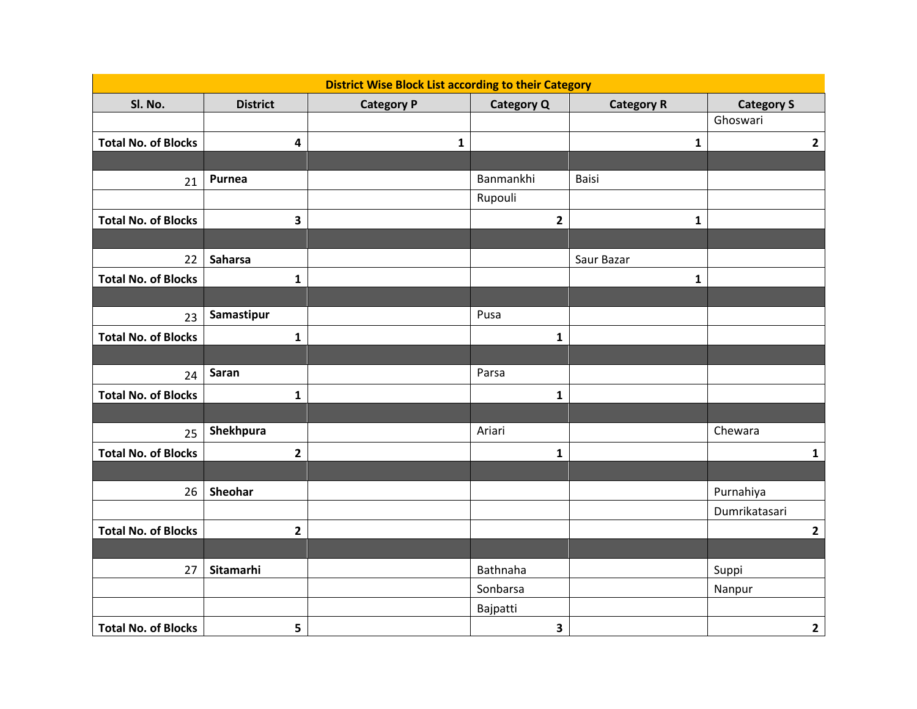| District Wise Block List according to their Category | | | | | |
|---|---|---|---|---|---|
| **Sl. No.** | **District** | **Category P** | **Category Q** | **Category R** | **Category S** |
| | | | | | Ghoswari |
| **Total No. of Blocks** | **4** | **1** | | **1** | **2** |
| | | | | | |
| 21 | **Purnea** | | Banmankhi | Baisi | |
| | | | Rupouli | | |
| **Total No. of Blocks** | **3** | | **2** | **1** | |
| | | | | | |
| 22 | **Saharsa** | | | Saur Bazar | |
| **Total No. of Blocks** | **1** | | | **1** | |
| | | | | | |
| 23 | **Samastipur** | | Pusa | | |
| **Total No. of Blocks** | **1** | | **1** | | |
| | | | | | |
| 24 | **Saran** | | Parsa | | |
| **Total No. of Blocks** | **1** | | **1** | | |
| | | | | | |
| 25 | **Shekhpura** | | Ariari | | Chewara |
| **Total No. of Blocks** | **2** | | **1** | | **1** |
| | | | | | |
| 26 | **Sheohar** | | | | Purnahiya |
| | | | | | Dumrikatasari |
| **Total No. of Blocks** | **2** | | | | **2** |
| | | | | | |
| 27 | **Sitamarhi** | | Bathnaha | | Suppi |
| | | | Sonbarsa | | Nanpur |
| | | | Bajpatti | | |
| **Total No. of Blocks** | **5** | | **3** | | **2** |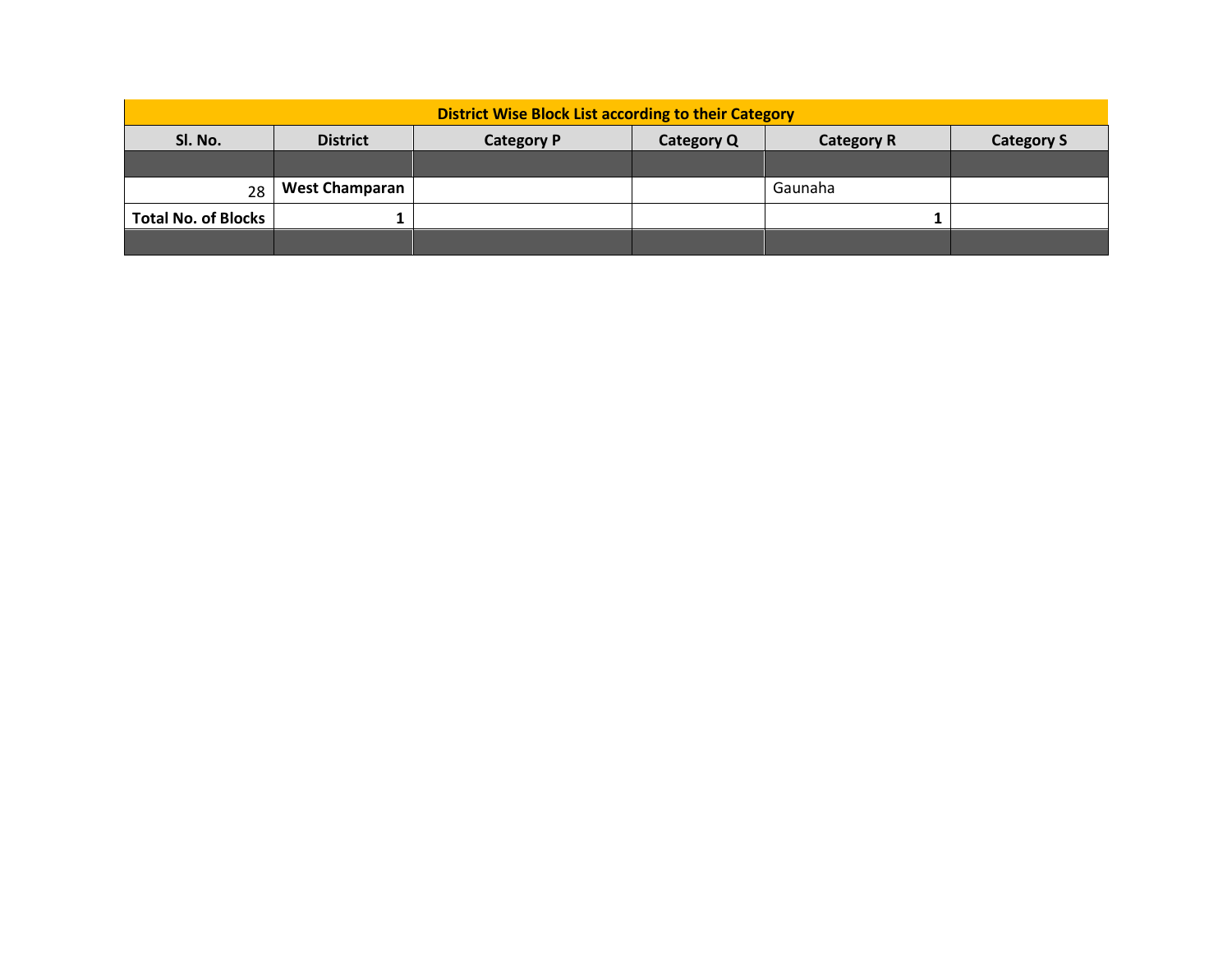| District Wise Block List according to their Category | | | | | |
|---|---|---|---|---|---|
| Sl. No. | District | Category P | Category Q | Category R | Category S |
| | | | | | |
| 28 | **West Champaran** | | | Gaunaha | |
| **Total No. of Blocks** | **1** | | | **1** | |
| | | | | | |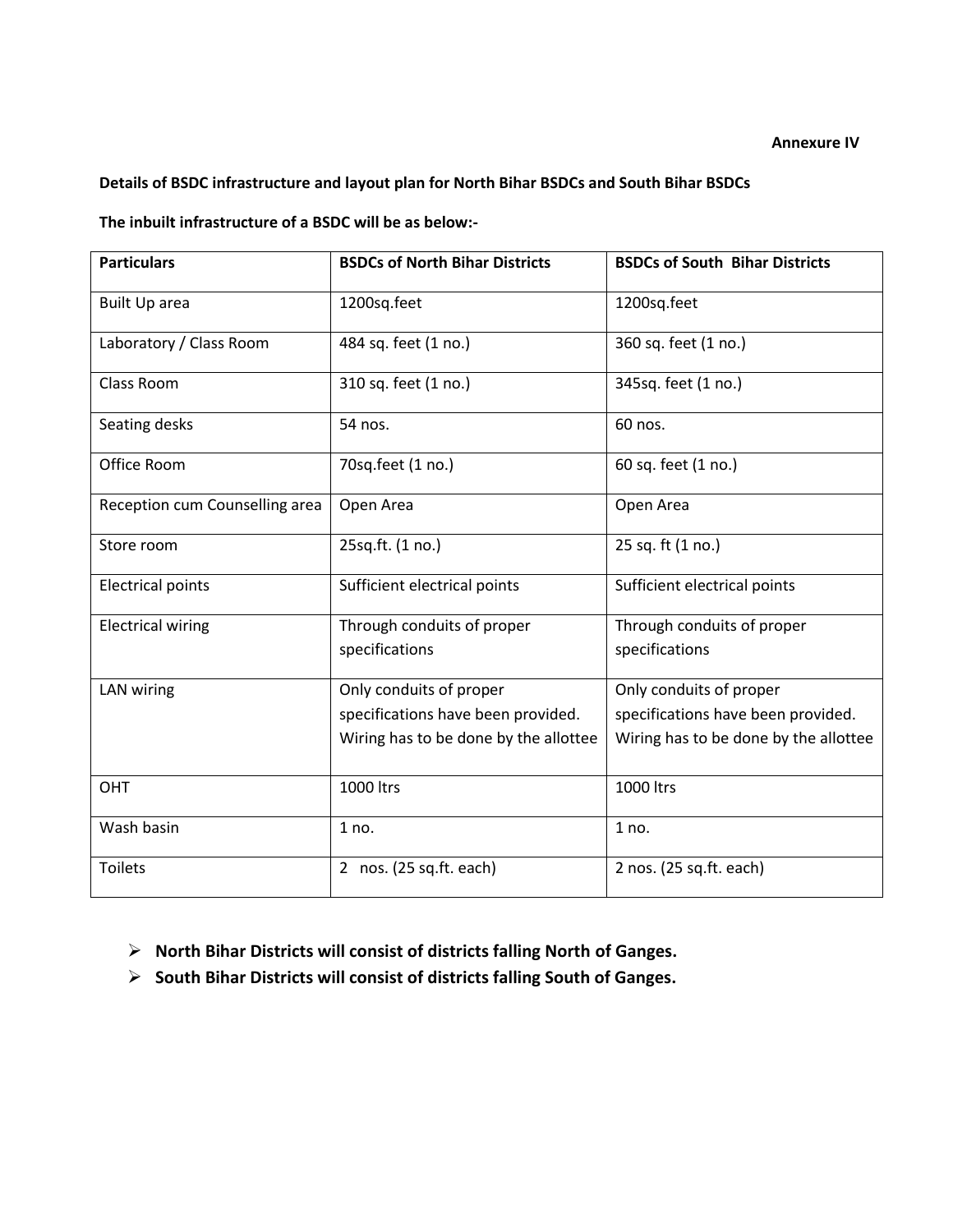**Annexure IV**

**Details of BSDC infrastructure and layout plan for North Bihar BSDCs and South Bihar BSDCs**

**The inbuilt infrastructure of a BSDC will be as below:-**

| **Particulars** | **BSDCs of North Bihar Districts** | **BSDCs of South Bihar Districts** |
|---|---|---|
| Built Up area | 1200sq.feet | 1200sq.feet |
| Laboratory / Class Room | 484 sq. feet (1 no.) | 360 sq. feet (1 no.) |
| Class Room | 310 sq. feet (1 no.) | 345sq. feet (1 no.) |
| Seating desks | 54 nos. | 60 nos. |
| Office Room | 70sq.feet (1 no.) | 60 sq. feet (1 no.) |
| Reception cum Counselling area | Open Area | Open Area |
| Store room | 25sq.ft. (1 no.) | 25 sq. ft (1 no.) |
| Electrical points | Sufficient electrical points | Sufficient electrical points |
| Electrical wiring | Through conduits of proper specifications | Through conduits of proper specifications |
| LAN wiring | Only conduits of proper specifications have been provided. Wiring has to be done by the allottee | Only conduits of proper specifications have been provided. Wiring has to be done by the allottee |
| OHT | 1000 ltrs | 1000 ltrs |
| Wash basin | 1 no. | 1 no. |
| Toilets | 2 nos. (25 sq.ft. each) | 2 nos. (25 sq.ft. each) |

- **North Bihar Districts will consist of districts falling North of Ganges.**
- **South Bihar Districts will consist of districts falling South of Ganges.**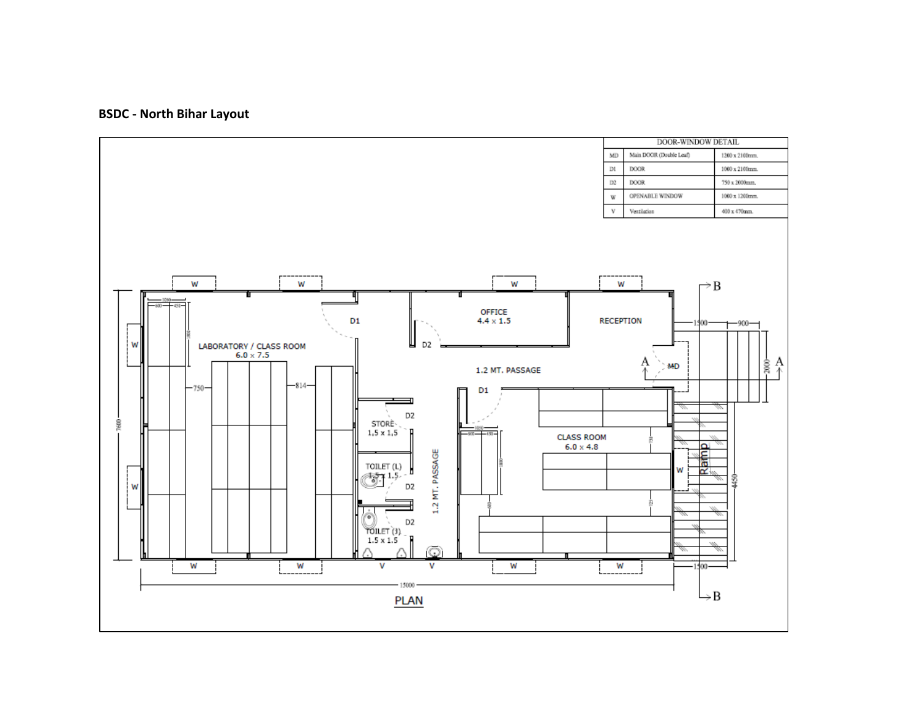**BSDC - North Bihar Layout**

| DOOR-WINDOW DETAIL | | |
|---|---|---|
| MD | Main DOOR (Double Leaf) | 1200 x 2100mm. |
| D1 | DOOR | 1000 x 2100mm. |
| D2 | DOOR | 750 x 2000mm. |
| W | OPENABLE WINDOW | 1000 x 1200mm. |
| V | Ventilation | 400 x 470mm. |

LABORATORY / CLASS ROOM 6.0 x 7.5

OFFICE 4.4 x 1.5

RECEPTION

1.2 MT. PASSAGE

STORE 1.5 x 1.5

TOILET (L) 1.5 x 1.5

TOILET (J) 1.5 x 1.5

CLASS ROOM 6.0 x 4.8

Ramp

PLAN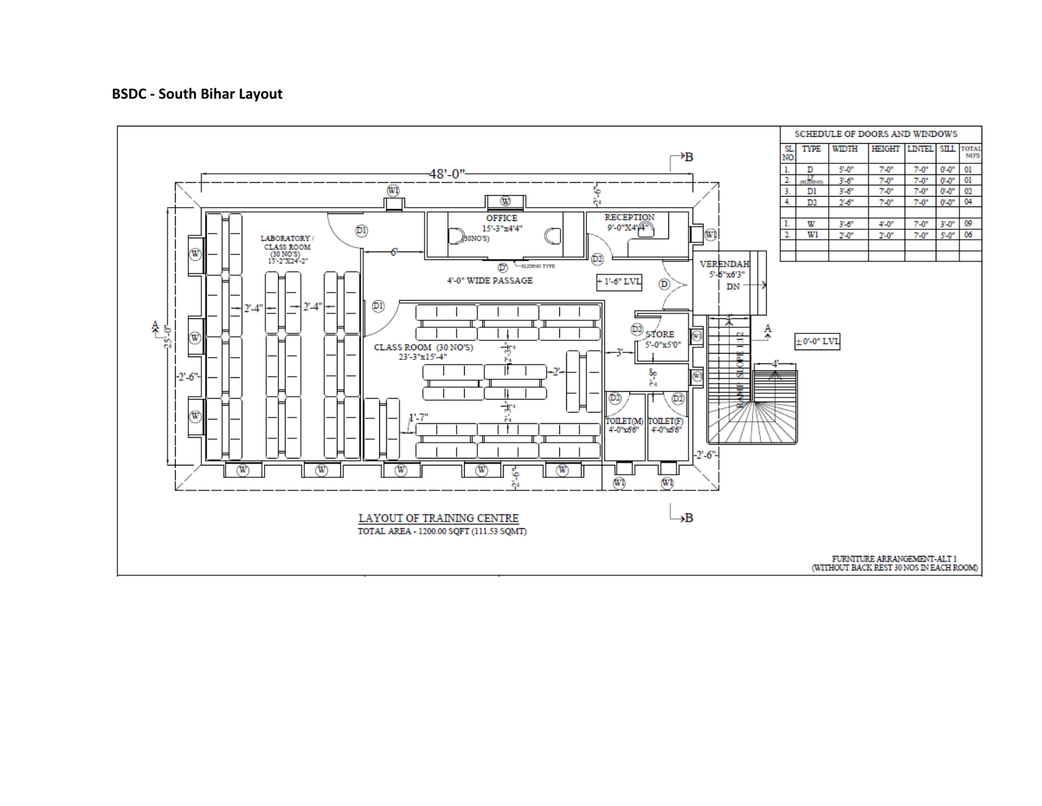## BSDC - South Bihar Layout

48'-0"

25'-0"

LABORATORY / CLASS ROOM (30 NO'S) 13'-2"X24'-2"

OFFICE 15'-3"x4'4"

(30NO'S)

RECEPTION 9'-0"X4'4"

4'-0" WIDE PASSAGE

SLIDING TYPE

+ 1'-6" LVL

VERENDAH 5'-6"x6'3"

DN

CLASS ROOM (30 NO'S) 23'-3"x15'-4"

STORE 5'-0"x5'0"

TOILET(M) 4'-0"x6'6"

TOILET(F) 4'-0"x6'6"

RAMP SLOPE 1:12

± 0'-0" LVL

2'-4" 2'-4" 6' 2'-6" 2'-3½" 2'-3½" 1'-7" 2' 3' 2'-8" 2'-6" 4'

A A

B B

D D1 D2 W W1

**SCHEDULE OF DOORS AND WINDOWS**

| SL NO. | TYPE | WIDTH | HEIGHT | LINTEL | SILL | TOTAL NO'S |
|---|---|---|---|---|---|---|
| 1. | D | 5'-0" | 7'-0" | 7'-0" | 0'-0" | 01 |
| 2. | D' (SLIDING) | 3'-6" | 7'-0" | 7'-0" | 0'-0" | 01 |
| 3. | D1 | 3'-6" | 7'-0" | 7'-0" | 0'-0" | 02 |
| 4. | D2 | 2'-6" | 7'-0" | 7'-0" | 0'-0" | 04 |
| | | | | | | |
| 1. | W | 3'-6" | 4'-0" | 7'-0" | 3'-0" | 09 |
| 2. | W1 | 2'-0" | 2'-0" | 7'-0" | 5'-0" | 06 |

LAYOUT OF TRAINING CENTRE

TOTAL AREA - 1200.00 SQFT (111.53 SQMT)

FURNITURE ARRANGEMENT-ALT 1
(WITHOUT BACK REST 30 NOS IN EACH ROOM)